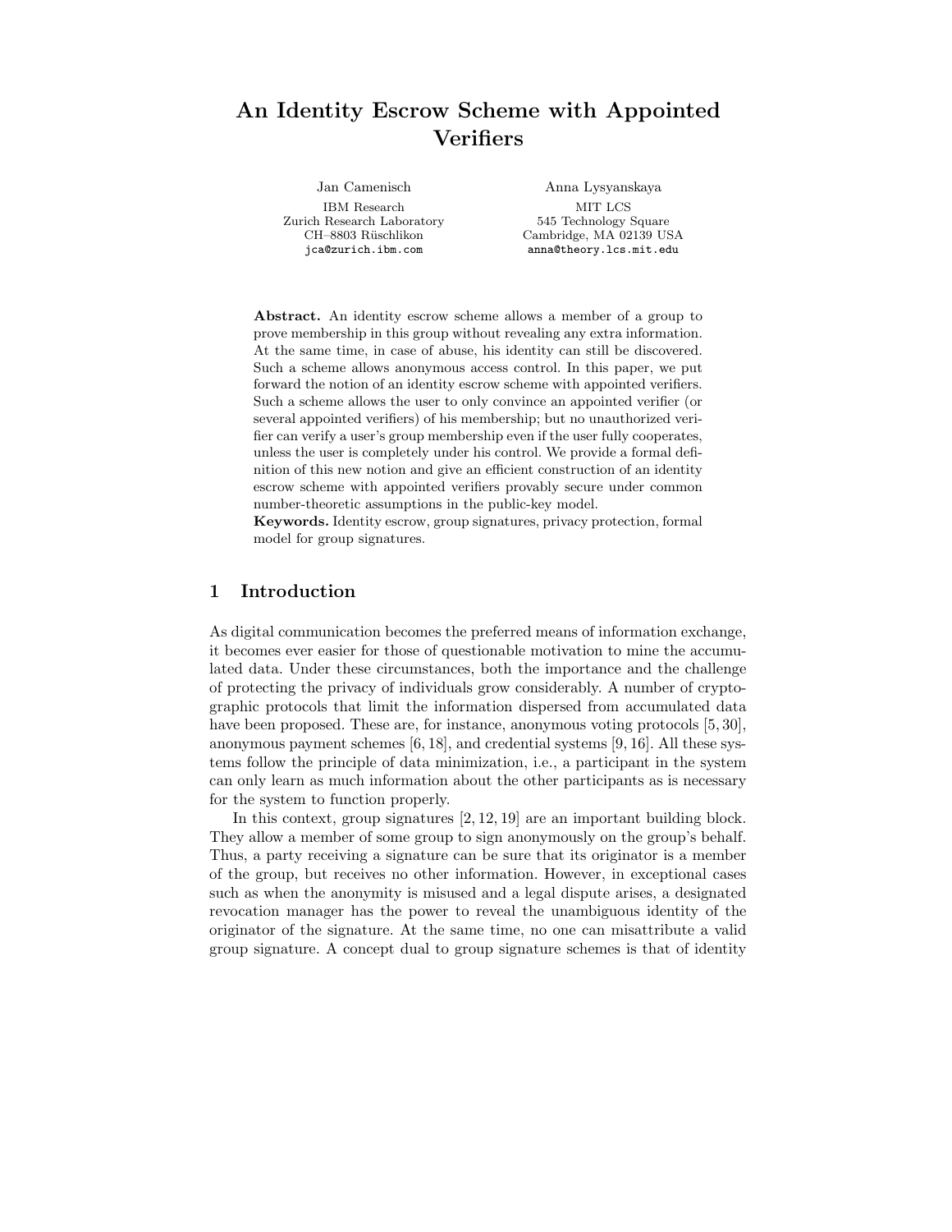# An Identity Escrow Scheme with Appointed Verifiers

Jan Camenisch
IBM Research
Zurich Research Laboratory
CH–8803 Rüschlikon
jca@zurich.ibm.com

Anna Lysyanskaya
MIT LCS
545 Technology Square
Cambridge, MA 02139 USA
anna@theory.lcs.mit.edu

**Abstract.** An identity escrow scheme allows a member of a group to prove membership in this group without revealing any extra information. At the same time, in case of abuse, his identity can still be discovered. Such a scheme allows anonymous access control. In this paper, we put forward the notion of an identity escrow scheme with appointed verifiers. Such a scheme allows the user to only convince an appointed verifier (or several appointed verifiers) of his membership; but no unauthorized verifier can verify a user's group membership even if the user fully cooperates, unless the user is completely under his control. We provide a formal definition of this new notion and give an efficient construction of an identity escrow scheme with appointed verifiers provably secure under common number-theoretic assumptions in the public-key model.

**Keywords.** Identity escrow, group signatures, privacy protection, formal model for group signatures.

## 1 Introduction

As digital communication becomes the preferred means of information exchange, it becomes ever easier for those of questionable motivation to mine the accumulated data. Under these circumstances, both the importance and the challenge of protecting the privacy of individuals grow considerably. A number of cryptographic protocols that limit the information dispersed from accumulated data have been proposed. These are, for instance, anonymous voting protocols [5, 30], anonymous payment schemes [6, 18], and credential systems [9, 16]. All these systems follow the principle of data minimization, i.e., a participant in the system can only learn as much information about the other participants as is necessary for the system to function properly.

In this context, group signatures [2, 12, 19] are an important building block. They allow a member of some group to sign anonymously on the group's behalf. Thus, a party receiving a signature can be sure that its originator is a member of the group, but receives no other information. However, in exceptional cases such as when the anonymity is misused and a legal dispute arises, a designated revocation manager has the power to reveal the unambiguous identity of the originator of the signature. At the same time, no one can misattribute a valid group signature. A concept dual to group signature schemes is that of identity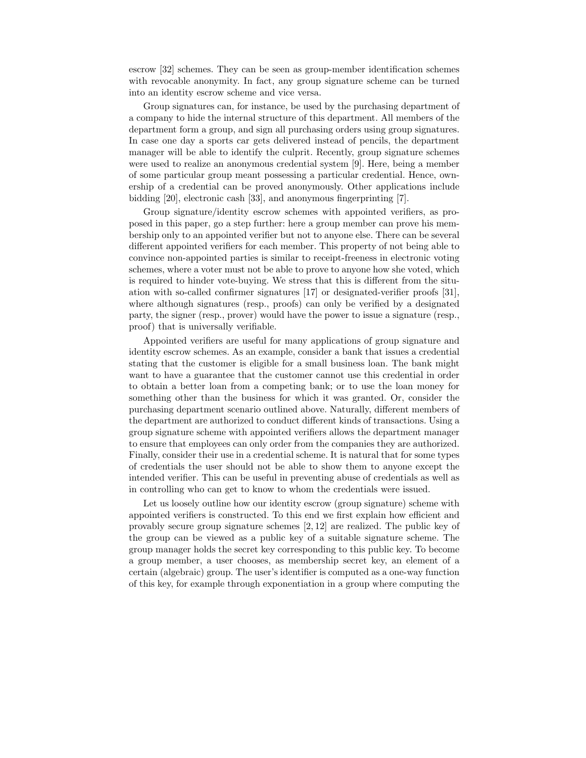escrow [32] schemes. They can be seen as group-member identification schemes with revocable anonymity. In fact, any group signature scheme can be turned into an identity escrow scheme and vice versa.

Group signatures can, for instance, be used by the purchasing department of a company to hide the internal structure of this department. All members of the department form a group, and sign all purchasing orders using group signatures. In case one day a sports car gets delivered instead of pencils, the department manager will be able to identify the culprit. Recently, group signature schemes were used to realize an anonymous credential system [9]. Here, being a member of some particular group meant possessing a particular credential. Hence, ownership of a credential can be proved anonymously. Other applications include bidding [20], electronic cash [33], and anonymous fingerprinting [7].

Group signature/identity escrow schemes with appointed verifiers, as proposed in this paper, go a step further: here a group member can prove his membership only to an appointed verifier but not to anyone else. There can be several different appointed verifiers for each member. This property of not being able to convince non-appointed parties is similar to receipt-freeness in electronic voting schemes, where a voter must not be able to prove to anyone how she voted, which is required to hinder vote-buying. We stress that this is different from the situation with so-called confirmer signatures [17] or designated-verifier proofs [31], where although signatures (resp., proofs) can only be verified by a designated party, the signer (resp., prover) would have the power to issue a signature (resp., proof) that is universally verifiable.

Appointed verifiers are useful for many applications of group signature and identity escrow schemes. As an example, consider a bank that issues a credential stating that the customer is eligible for a small business loan. The bank might want to have a guarantee that the customer cannot use this credential in order to obtain a better loan from a competing bank; or to use the loan money for something other than the business for which it was granted. Or, consider the purchasing department scenario outlined above. Naturally, different members of the department are authorized to conduct different kinds of transactions. Using a group signature scheme with appointed verifiers allows the department manager to ensure that employees can only order from the companies they are authorized. Finally, consider their use in a credential scheme. It is natural that for some types of credentials the user should not be able to show them to anyone except the intended verifier. This can be useful in preventing abuse of credentials as well as in controlling who can get to know to whom the credentials were issued.

Let us loosely outline how our identity escrow (group signature) scheme with appointed verifiers is constructed. To this end we first explain how efficient and provably secure group signature schemes [2, 12] are realized. The public key of the group can be viewed as a public key of a suitable signature scheme. The group manager holds the secret key corresponding to this public key. To become a group member, a user chooses, as membership secret key, an element of a certain (algebraic) group. The user's identifier is computed as a one-way function of this key, for example through exponentiation in a group where computing the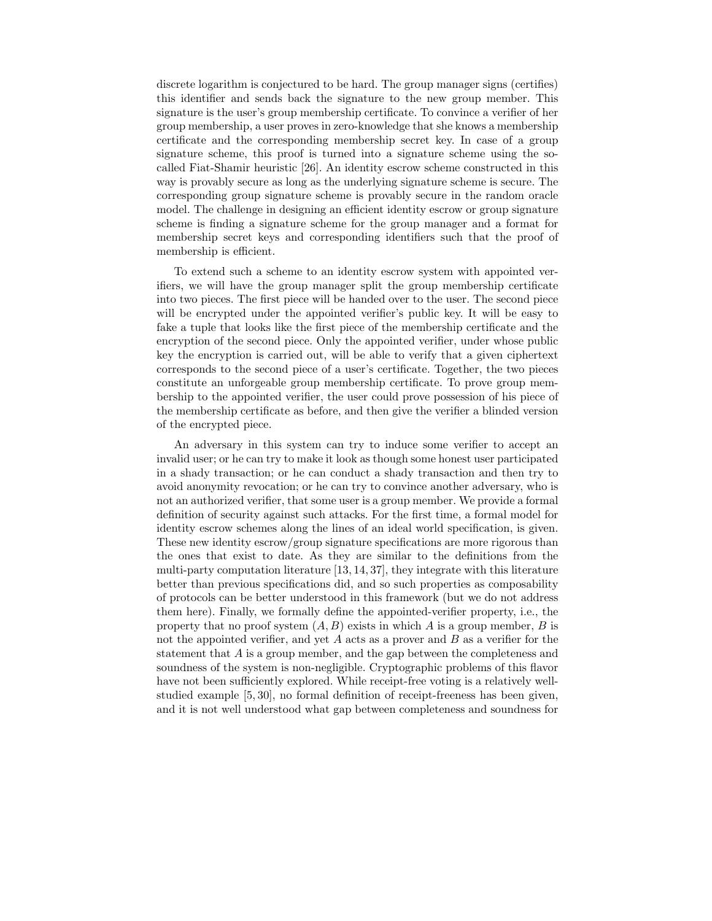discrete logarithm is conjectured to be hard. The group manager signs (certifies) this identifier and sends back the signature to the new group member. This signature is the user's group membership certificate. To convince a verifier of her group membership, a user proves in zero-knowledge that she knows a membership certificate and the corresponding membership secret key. In case of a group signature scheme, this proof is turned into a signature scheme using the so-called Fiat-Shamir heuristic [26]. An identity escrow scheme constructed in this way is provably secure as long as the underlying signature scheme is secure. The corresponding group signature scheme is provably secure in the random oracle model. The challenge in designing an efficient identity escrow or group signature scheme is finding a signature scheme for the group manager and a format for membership secret keys and corresponding identifiers such that the proof of membership is efficient.

To extend such a scheme to an identity escrow system with appointed verifiers, we will have the group manager split the group membership certificate into two pieces. The first piece will be handed over to the user. The second piece will be encrypted under the appointed verifier's public key. It will be easy to fake a tuple that looks like the first piece of the membership certificate and the encryption of the second piece. Only the appointed verifier, under whose public key the encryption is carried out, will be able to verify that a given ciphertext corresponds to the second piece of a user's certificate. Together, the two pieces constitute an unforgeable group membership certificate. To prove group membership to the appointed verifier, the user could prove possession of his piece of the membership certificate as before, and then give the verifier a blinded version of the encrypted piece.

An adversary in this system can try to induce some verifier to accept an invalid user; or he can try to make it look as though some honest user participated in a shady transaction; or he can conduct a shady transaction and then try to avoid anonymity revocation; or he can try to convince another adversary, who is not an authorized verifier, that some user is a group member. We provide a formal definition of security against such attacks. For the first time, a formal model for identity escrow schemes along the lines of an ideal world specification, is given. These new identity escrow/group signature specifications are more rigorous than the ones that exist to date. As they are similar to the definitions from the multi-party computation literature [13, 14, 37], they integrate with this literature better than previous specifications did, and so such properties as composability of protocols can be better understood in this framework (but we do not address them here). Finally, we formally define the appointed-verifier property, i.e., the property that no proof system $(A, B)$ exists in which $A$ is a group member, $B$ is not the appointed verifier, and yet $A$ acts as a prover and $B$ as a verifier for the statement that $A$ is a group member, and the gap between the completeness and soundness of the system is non-negligible. Cryptographic problems of this flavor have not been sufficiently explored. While receipt-free voting is a relatively well-studied example [5, 30], no formal definition of receipt-freeness has been given, and it is not well understood what gap between completeness and soundness for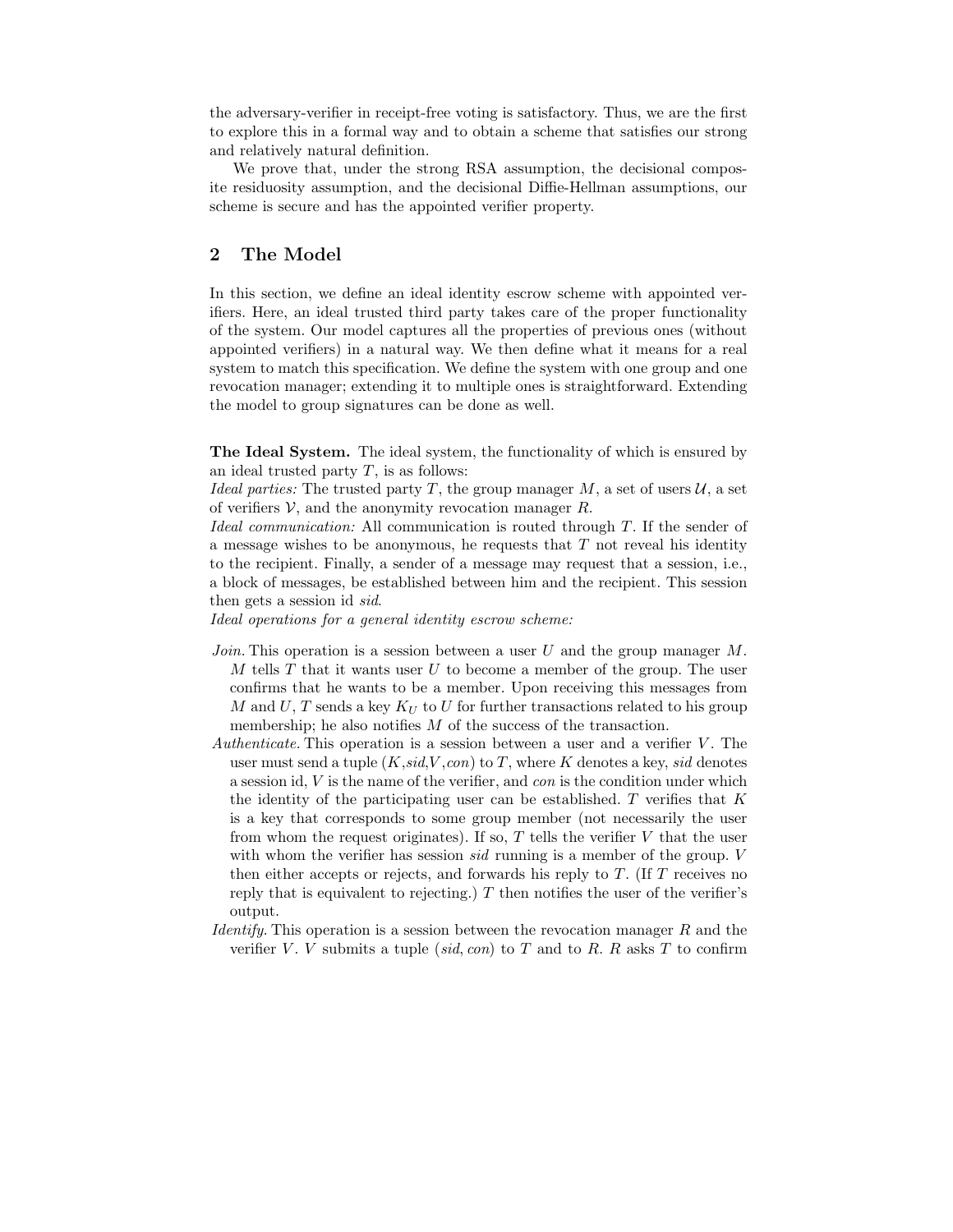the adversary-verifier in receipt-free voting is satisfactory. Thus, we are the first to explore this in a formal way and to obtain a scheme that satisfies our strong and relatively natural definition.

We prove that, under the strong RSA assumption, the decisional composite residuosity assumption, and the decisional Diffie-Hellman assumptions, our scheme is secure and has the appointed verifier property.

## 2 The Model

In this section, we define an ideal identity escrow scheme with appointed verifiers. Here, an ideal trusted third party takes care of the proper functionality of the system. Our model captures all the properties of previous ones (without appointed verifiers) in a natural way. We then define what it means for a real system to match this specification. We define the system with one group and one revocation manager; extending it to multiple ones is straightforward. Extending the model to group signatures can be done as well.

**The Ideal System.** The ideal system, the functionality of which is ensured by an ideal trusted party $T$, is as follows:
*Ideal parties:* The trusted party $T$, the group manager $M$, a set of users $\mathcal{U}$, a set of verifiers $\mathcal{V}$, and the anonymity revocation manager $R$.
*Ideal communication:* All communication is routed through $T$. If the sender of a message wishes to be anonymous, he requests that $T$ not reveal his identity to the recipient. Finally, a sender of a message may request that a session, i.e., a block of messages, be established between him and the recipient. This session then gets a session id *sid*.
*Ideal operations for a general identity escrow scheme:*

- *Join.* This operation is a session between a user $U$ and the group manager $M$. $M$ tells $T$ that it wants user $U$ to become a member of the group. The user confirms that he wants to be a member. Upon receiving this messages from $M$ and $U$, $T$ sends a key $K_U$ to $U$ for further transactions related to his group membership; he also notifies $M$ of the success of the transaction.
- *Authenticate.* This operation is a session between a user and a verifier $V$. The user must send a tuple $(K, sid, V, con)$ to $T$, where $K$ denotes a key, *sid* denotes a session id, $V$ is the name of the verifier, and *con* is the condition under which the identity of the participating user can be established. $T$ verifies that $K$ is a key that corresponds to some group member (not necessarily the user from whom the request originates). If so, $T$ tells the verifier $V$ that the user with whom the verifier has session *sid* running is a member of the group. $V$ then either accepts or rejects, and forwards his reply to $T$. (If $T$ receives no reply that is equivalent to rejecting.) $T$ then notifies the user of the verifier's output.
- *Identify.* This operation is a session between the revocation manager $R$ and the verifier $V$. $V$ submits a tuple $(sid, con)$ to $T$ and to $R$. $R$ asks $T$ to confirm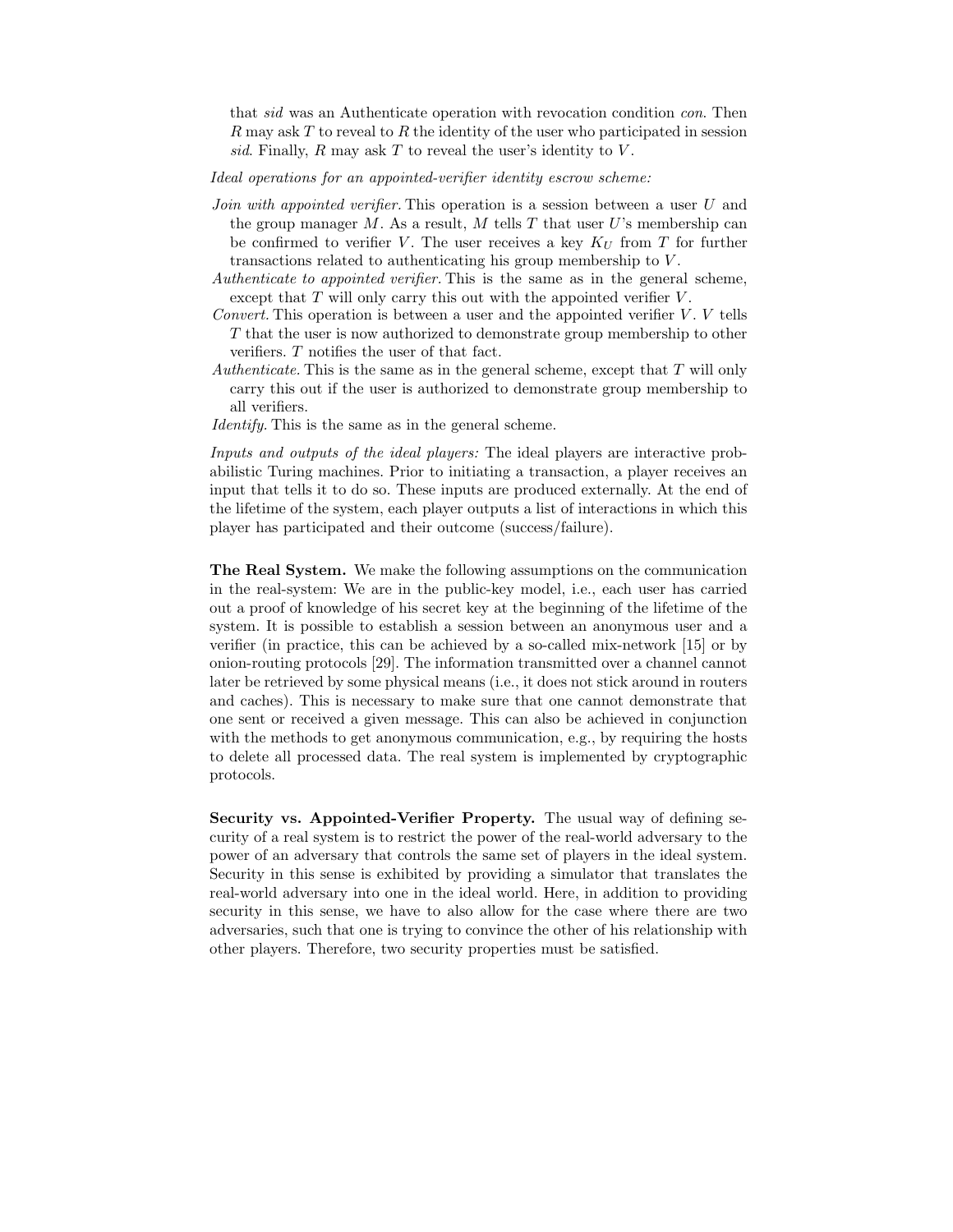that *sid* was an Authenticate operation with revocation condition *con*. Then $R$ may ask $T$ to reveal to $R$ the identity of the user who participated in session *sid*. Finally, $R$ may ask $T$ to reveal the user's identity to $V$.

*Ideal operations for an appointed-verifier identity escrow scheme:*

*Join with appointed verifier.* This operation is a session between a user $U$ and the group manager $M$. As a result, $M$ tells $T$ that user $U$'s membership can be confirmed to verifier $V$. The user receives a key $K_U$ from $T$ for further transactions related to authenticating his group membership to $V$.

*Authenticate to appointed verifier.* This is the same as in the general scheme, except that $T$ will only carry this out with the appointed verifier $V$.

*Convert.* This operation is between a user and the appointed verifier $V$. $V$ tells $T$ that the user is now authorized to demonstrate group membership to other verifiers. $T$ notifies the user of that fact.

*Authenticate.* This is the same as in the general scheme, except that $T$ will only carry this out if the user is authorized to demonstrate group membership to all verifiers.

*Identify.* This is the same as in the general scheme.

*Inputs and outputs of the ideal players:* The ideal players are interactive probabilistic Turing machines. Prior to initiating a transaction, a player receives an input that tells it to do so. These inputs are produced externally. At the end of the lifetime of the system, each player outputs a list of interactions in which this player has participated and their outcome (success/failure).

**The Real System.** We make the following assumptions on the communication in the real-system: We are in the public-key model, i.e., each user has carried out a proof of knowledge of his secret key at the beginning of the lifetime of the system. It is possible to establish a session between an anonymous user and a verifier (in practice, this can be achieved by a so-called mix-network [15] or by onion-routing protocols [29]. The information transmitted over a channel cannot later be retrieved by some physical means (i.e., it does not stick around in routers and caches). This is necessary to make sure that one cannot demonstrate that one sent or received a given message. This can also be achieved in conjunction with the methods to get anonymous communication, e.g., by requiring the hosts to delete all processed data. The real system is implemented by cryptographic protocols.

**Security vs. Appointed-Verifier Property.** The usual way of defining security of a real system is to restrict the power of the real-world adversary to the power of an adversary that controls the same set of players in the ideal system. Security in this sense is exhibited by providing a simulator that translates the real-world adversary into one in the ideal world. Here, in addition to providing security in this sense, we have to also allow for the case where there are two adversaries, such that one is trying to convince the other of his relationship with other players. Therefore, two security properties must be satisfied.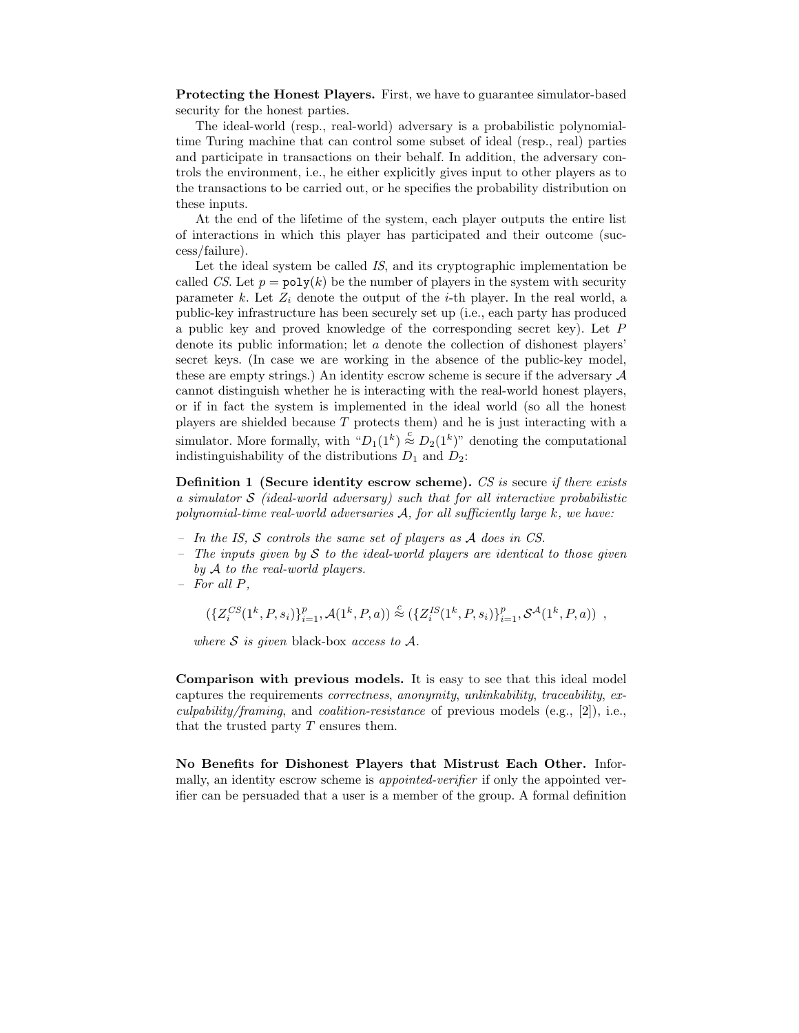**Protecting the Honest Players.** First, we have to guarantee simulator-based security for the honest parties.

The ideal-world (resp., real-world) adversary is a probabilistic polynomial-time Turing machine that can control some subset of ideal (resp., real) parties and participate in transactions on their behalf. In addition, the adversary controls the environment, i.e., he either explicitly gives input to other players as to the transactions to be carried out, or he specifies the probability distribution on these inputs.

At the end of the lifetime of the system, each player outputs the entire list of interactions in which this player has participated and their outcome (success/failure).

Let the ideal system be called *IS*, and its cryptographic implementation be called *CS*. Let $p = \mathtt{poly}(k)$ be the number of players in the system with security parameter $k$. Let $Z_i$ denote the output of the $i$-th player. In the real world, a public-key infrastructure has been securely set up (i.e., each party has produced a public key and proved knowledge of the corresponding secret key). Let $P$ denote its public information; let $a$ denote the collection of dishonest players' secret keys. (In case we are working in the absence of the public-key model, these are empty strings.) An identity escrow scheme is secure if the adversary $\mathcal{A}$ cannot distinguish whether he is interacting with the real-world honest players, or if in fact the system is implemented in the ideal world (so all the honest players are shielded because $T$ protects them) and he is just interacting with a simulator. More formally, with "$D_1(1^k) \overset{c}{\approx} D_2(1^k)$" denoting the computational indistinguishability of the distributions $D_1$ and $D_2$:

**Definition 1 (Secure identity escrow scheme).** *CS is* secure *if there exists a simulator $\mathcal{S}$ (ideal-world adversary) such that for all interactive probabilistic polynomial-time real-world adversaries $\mathcal{A}$, for all sufficiently large $k$, we have:*

- *In the IS, $\mathcal{S}$ controls the same set of players as $\mathcal{A}$ does in CS.*
- *The inputs given by $\mathcal{S}$ to the ideal-world players are identical to those given by $\mathcal{A}$ to the real-world players.*
- *For all $P$,*

$$(\{Z_i^{CS}(1^k, P, s_i)\}_{i=1}^{p}, \mathcal{A}(1^k, P, a)) \overset{c}{\approx} (\{Z_i^{IS}(1^k, P, s_i)\}_{i=1}^{p}, \mathcal{S}^{\mathcal{A}}(1^k, P, a)) \enspace ,$$

*where $\mathcal{S}$ is given* black-box *access to $\mathcal{A}$.*

**Comparison with previous models.** It is easy to see that this ideal model captures the requirements *correctness*, *anonymity*, *unlinkability*, *traceability*, *exculpability/framing*, and *coalition-resistance* of previous models (e.g., [2]), i.e., that the trusted party $T$ ensures them.

**No Benefits for Dishonest Players that Mistrust Each Other.** Informally, an identity escrow scheme is *appointed-verifier* if only the appointed verifier can be persuaded that a user is a member of the group. A formal definition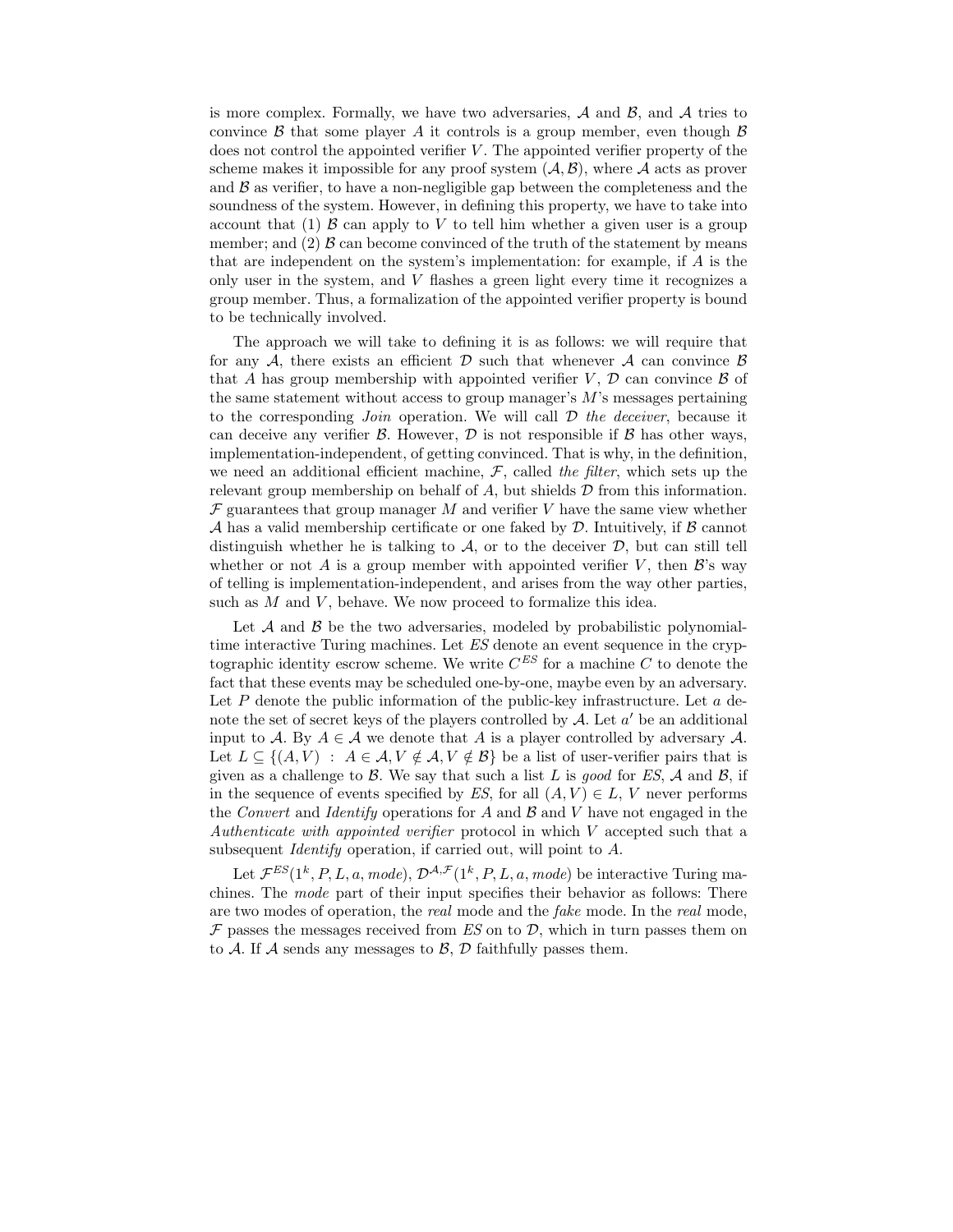is more complex. Formally, we have two adversaries, $\mathcal{A}$ and $\mathcal{B}$, and $\mathcal{A}$ tries to convince $\mathcal{B}$ that some player $A$ it controls is a group member, even though $\mathcal{B}$ does not control the appointed verifier $V$. The appointed verifier property of the scheme makes it impossible for any proof system $(\mathcal{A}, \mathcal{B})$, where $\mathcal{A}$ acts as prover and $\mathcal{B}$ as verifier, to have a non-negligible gap between the completeness and the soundness of the system. However, in defining this property, we have to take into account that (1) $\mathcal{B}$ can apply to $V$ to tell him whether a given user is a group member; and (2) $\mathcal{B}$ can become convinced of the truth of the statement by means that are independent on the system's implementation: for example, if $A$ is the only user in the system, and $V$ flashes a green light every time it recognizes a group member. Thus, a formalization of the appointed verifier property is bound to be technically involved.

The approach we will take to defining it is as follows: we will require that for any $\mathcal{A}$, there exists an efficient $\mathcal{D}$ such that whenever $\mathcal{A}$ can convince $\mathcal{B}$ that $A$ has group membership with appointed verifier $V$, $\mathcal{D}$ can convince $\mathcal{B}$ of the same statement without access to group manager's $M$'s messages pertaining to the corresponding *Join* operation. We will call $\mathcal{D}$ *the deceiver*, because it can deceive any verifier $\mathcal{B}$. However, $\mathcal{D}$ is not responsible if $\mathcal{B}$ has other ways, implementation-independent, of getting convinced. That is why, in the definition, we need an additional efficient machine, $\mathcal{F}$, called *the filter*, which sets up the relevant group membership on behalf of $A$, but shields $\mathcal{D}$ from this information. $\mathcal{F}$ guarantees that group manager $M$ and verifier $V$ have the same view whether $\mathcal{A}$ has a valid membership certificate or one faked by $\mathcal{D}$. Intuitively, if $\mathcal{B}$ cannot distinguish whether he is talking to $\mathcal{A}$, or to the deceiver $\mathcal{D}$, but can still tell whether or not $A$ is a group member with appointed verifier $V$, then $\mathcal{B}$'s way of telling is implementation-independent, and arises from the way other parties, such as $M$ and $V$, behave. We now proceed to formalize this idea.

Let $\mathcal{A}$ and $\mathcal{B}$ be the two adversaries, modeled by probabilistic polynomial-time interactive Turing machines. Let *ES* denote an event sequence in the cryptographic identity escrow scheme. We write $C^{ES}$ for a machine $C$ to denote the fact that these events may be scheduled one-by-one, maybe even by an adversary. Let $P$ denote the public information of the public-key infrastructure. Let $a$ denote the set of secret keys of the players controlled by $\mathcal{A}$. Let $a'$ be an additional input to $\mathcal{A}$. By $A \in \mathcal{A}$ we denote that $A$ is a player controlled by adversary $\mathcal{A}$. Let $L \subseteq \{(A, V) \ : \ A \in \mathcal{A}, V \notin \mathcal{A}, V \notin \mathcal{B}\}$ be a list of user-verifier pairs that is given as a challenge to $\mathcal{B}$. We say that such a list $L$ is *good* for *ES*, $\mathcal{A}$ and $\mathcal{B}$, if in the sequence of events specified by *ES*, for all $(A, V) \in L$, $V$ never performs the *Convert* and *Identify* operations for $A$ and $\mathcal{B}$ and $V$ have not engaged in the *Authenticate with appointed verifier* protocol in which $V$ accepted such that a subsequent *Identify* operation, if carried out, will point to $A$.

Let $\mathcal{F}^{ES}(1^k, P, L, a, mode)$, $\mathcal{D}^{\mathcal{A},\mathcal{F}}(1^k, P, L, a, mode)$ be interactive Turing machines. The *mode* part of their input specifies their behavior as follows: There are two modes of operation, the *real* mode and the *fake* mode. In the *real* mode, $\mathcal{F}$ passes the messages received from *ES* on to $\mathcal{D}$, which in turn passes them on to $\mathcal{A}$. If $\mathcal{A}$ sends any messages to $\mathcal{B}$, $\mathcal{D}$ faithfully passes them.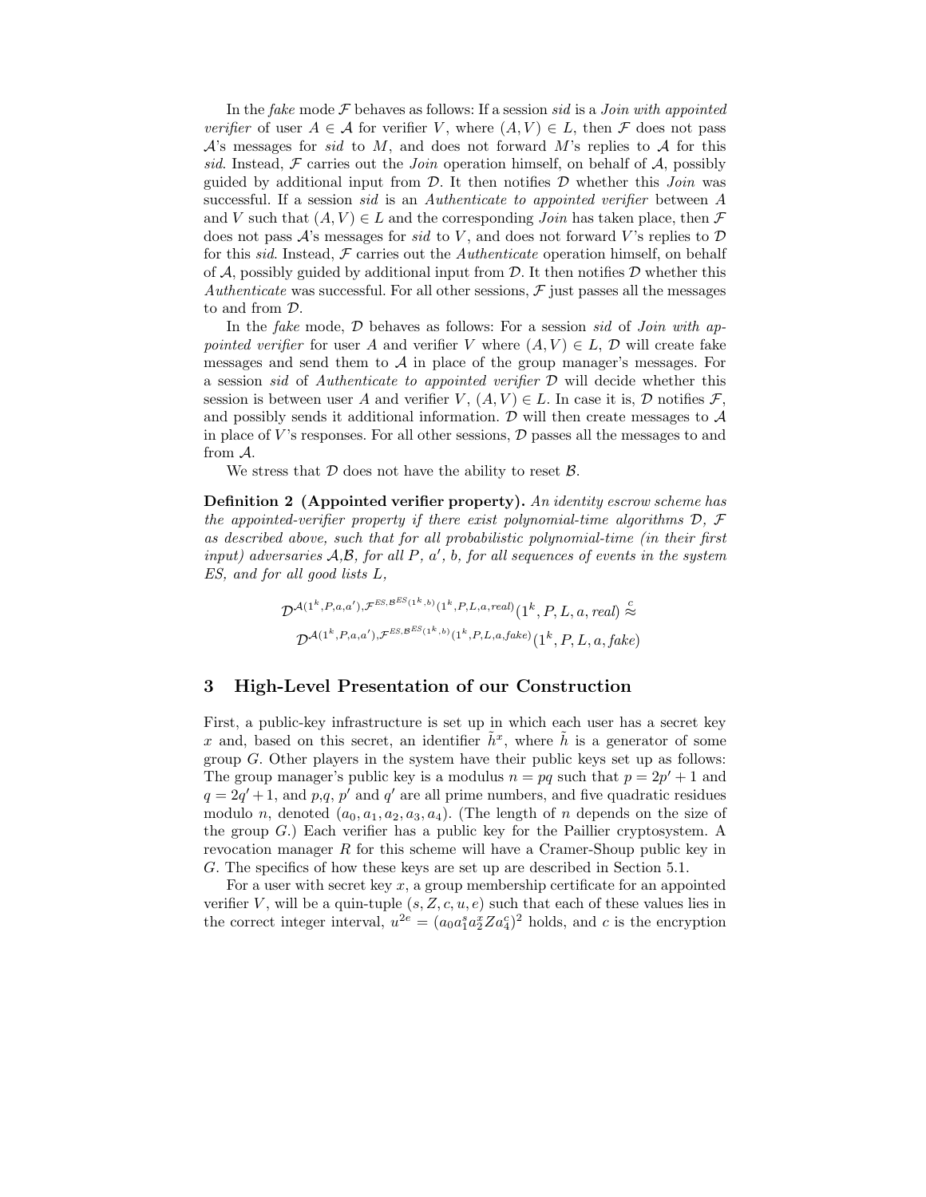In the *fake* mode $\mathcal{F}$ behaves as follows: If a session *sid* is a *Join with appointed verifier* of user $A \in \mathcal{A}$ for verifier $V$, where $(A, V) \in L$, then $\mathcal{F}$ does not pass $\mathcal{A}$'s messages for *sid* to $M$, and does not forward $M$'s replies to $\mathcal{A}$ for this *sid*. Instead, $\mathcal{F}$ carries out the *Join* operation himself, on behalf of $\mathcal{A}$, possibly guided by additional input from $\mathcal{D}$. It then notifies $\mathcal{D}$ whether this *Join* was successful. If a session *sid* is an *Authenticate to appointed verifier* between $A$ and $V$ such that $(A, V) \in L$ and the corresponding *Join* has taken place, then $\mathcal{F}$ does not pass $\mathcal{A}$'s messages for *sid* to $V$, and does not forward $V$'s replies to $\mathcal{D}$ for this *sid*. Instead, $\mathcal{F}$ carries out the *Authenticate* operation himself, on behalf of $\mathcal{A}$, possibly guided by additional input from $\mathcal{D}$. It then notifies $\mathcal{D}$ whether this *Authenticate* was successful. For all other sessions, $\mathcal{F}$ just passes all the messages to and from $\mathcal{D}$.

In the *fake* mode, $\mathcal{D}$ behaves as follows: For a session *sid* of *Join with appointed verifier* for user $A$ and verifier $V$ where $(A, V) \in L$, $\mathcal{D}$ will create fake messages and send them to $\mathcal{A}$ in place of the group manager's messages. For a session *sid* of *Authenticate to appointed verifier* $\mathcal{D}$ will decide whether this session is between user $A$ and verifier $V$, $(A, V) \in L$. In case it is, $\mathcal{D}$ notifies $\mathcal{F}$, and possibly sends it additional information. $\mathcal{D}$ will then create messages to $\mathcal{A}$ in place of $V$'s responses. For all other sessions, $\mathcal{D}$ passes all the messages to and from $\mathcal{A}$.

We stress that $\mathcal{D}$ does not have the ability to reset $\mathcal{B}$.

**Definition 2 (Appointed verifier property).** *An identity escrow scheme has the appointed-verifier property if there exist polynomial-time algorithms $\mathcal{D}$, $\mathcal{F}$ as described above, such that for all probabilistic polynomial-time (in their first input) adversaries $\mathcal{A}$,$\mathcal{B}$, for all $P$, $a'$, $b$, for all sequences of events in the system ES, and for all good lists $L$,*

$$\mathcal{D}^{\mathcal{A}(1^k,P,a,a'),\mathcal{F}^{ES,\mathcal{B}^{ES}(1^k,b)}(1^k,P,L,a,real)}(1^k,P,L,a,real) \stackrel{c}{\approx}$$
$$\mathcal{D}^{\mathcal{A}(1^k,P,a,a'),\mathcal{F}^{ES,\mathcal{B}^{ES}(1^k,b)}(1^k,P,L,a,fake)}(1^k,P,L,a,fake)$$

## 3 High-Level Presentation of our Construction

First, a public-key infrastructure is set up in which each user has a secret key $x$ and, based on this secret, an identifier $\tilde{h}^x$, where $\tilde{h}$ is a generator of some group $G$. Other players in the system have their public keys set up as follows: The group manager's public key is a modulus $n = pq$ such that $p = 2p' + 1$ and $q = 2q' + 1$, and $p$,$q$, $p'$ and $q'$ are all prime numbers, and five quadratic residues modulo $n$, denoted $(a_0, a_1, a_2, a_3, a_4)$. (The length of $n$ depends on the size of the group $G$.) Each verifier has a public key for the Paillier cryptosystem. A revocation manager $R$ for this scheme will have a Cramer-Shoup public key in $G$. The specifics of how these keys are set up are described in Section 5.1.

For a user with secret key $x$, a group membership certificate for an appointed verifier $V$, will be a quin-tuple $(s, Z, c, u, e)$ such that each of these values lies in the correct integer interval, $u^{2e} = (a_0 a_1^s a_2^x Z a_4^c)^2$ holds, and $c$ is the encryption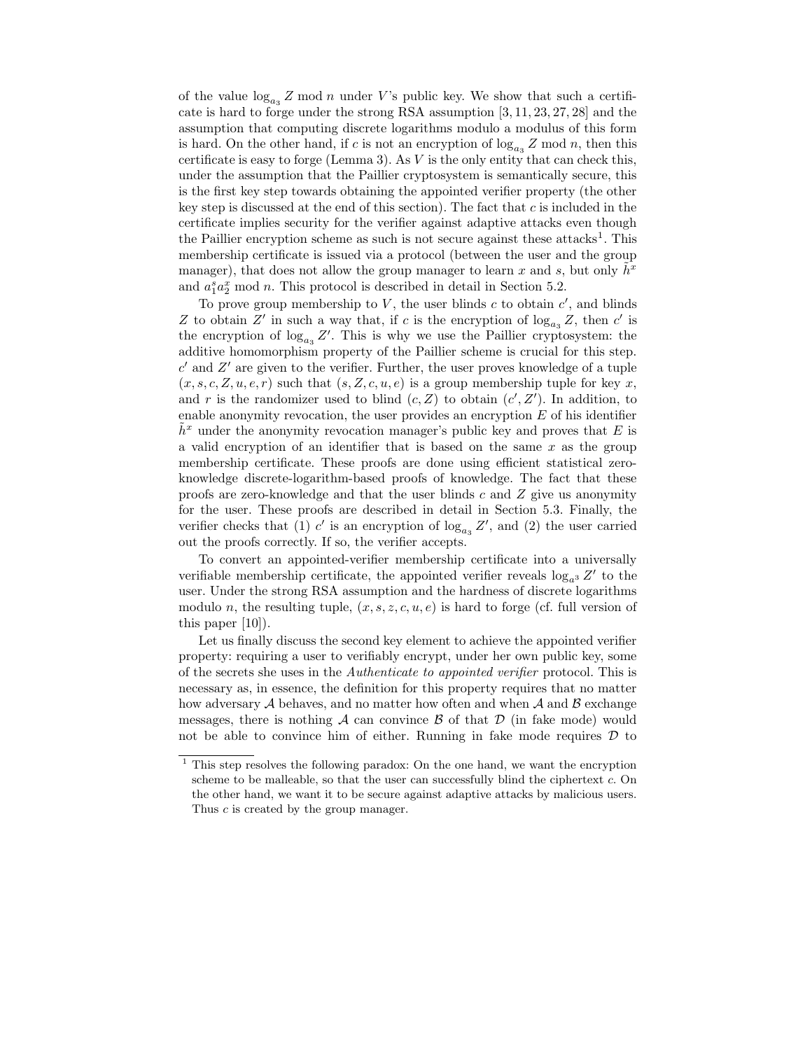of the value $\log_{a_3} Z \bmod n$ under $V$'s public key. We show that such a certificate is hard to forge under the strong RSA assumption [3, 11, 23, 27, 28] and the assumption that computing discrete logarithms modulo a modulus of this form is hard. On the other hand, if $c$ is not an encryption of $\log_{a_3} Z \bmod n$, then this certificate is easy to forge (Lemma 3). As $V$ is the only entity that can check this, under the assumption that the Paillier cryptosystem is semantically secure, this is the first key step towards obtaining the appointed verifier property (the other key step is discussed at the end of this section). The fact that $c$ is included in the certificate implies security for the verifier against adaptive attacks even though the Paillier encryption scheme as such is not secure against these attacks[1]. This membership certificate is issued via a protocol (between the user and the group manager), that does not allow the group manager to learn $x$ and $s$, but only $\tilde{h}^x$ and $a_1^s a_2^x \bmod n$. This protocol is described in detail in Section 5.2.

To prove group membership to $V$, the user blinds $c$ to obtain $c'$, and blinds $Z$ to obtain $Z'$ in such a way that, if $c$ is the encryption of $\log_{a_3} Z$, then $c'$ is the encryption of $\log_{a_3} Z'$. This is why we use the Paillier cryptosystem: the additive homomorphism property of the Paillier scheme is crucial for this step. $c'$ and $Z'$ are given to the verifier. Further, the user proves knowledge of a tuple $(x, s, c, Z, u, e, r)$ such that $(s, Z, c, u, e)$ is a group membership tuple for key $x$, and $r$ is the randomizer used to blind $(c, Z)$ to obtain $(c', Z')$. In addition, to enable anonymity revocation, the user provides an encryption $E$ of his identifier $\tilde{h}^x$ under the anonymity revocation manager's public key and proves that $E$ is a valid encryption of an identifier that is based on the same $x$ as the group membership certificate. These proofs are done using efficient statistical zero-knowledge discrete-logarithm-based proofs of knowledge. The fact that these proofs are zero-knowledge and that the user blinds $c$ and $Z$ give us anonymity for the user. These proofs are described in detail in Section 5.3. Finally, the verifier checks that (1) $c'$ is an encryption of $\log_{a_3} Z'$, and (2) the user carried out the proofs correctly. If so, the verifier accepts.

To convert an appointed-verifier membership certificate into a universally verifiable membership certificate, the appointed verifier reveals $\log_{a^3} Z'$ to the user. Under the strong RSA assumption and the hardness of discrete logarithms modulo $n$, the resulting tuple, $(x, s, z, c, u, e)$ is hard to forge (cf. full version of this paper [10]).

Let us finally discuss the second key element to achieve the appointed verifier property: requiring a user to verifiably encrypt, under her own public key, some of the secrets she uses in the *Authenticate to appointed verifier* protocol. This is necessary as, in essence, the definition for this property requires that no matter how adversary $\mathcal{A}$ behaves, and no matter how often and when $\mathcal{A}$ and $\mathcal{B}$ exchange messages, there is nothing $\mathcal{A}$ can convince $\mathcal{B}$ of that $\mathcal{D}$ (in fake mode) would not be able to convince him of either. Running in fake mode requires $\mathcal{D}$ to

---

[1] This step resolves the following paradox: On the one hand, we want the encryption scheme to be malleable, so that the user can successfully blind the ciphertext $c$. On the other hand, we want it to be secure against adaptive attacks by malicious users. Thus $c$ is created by the group manager.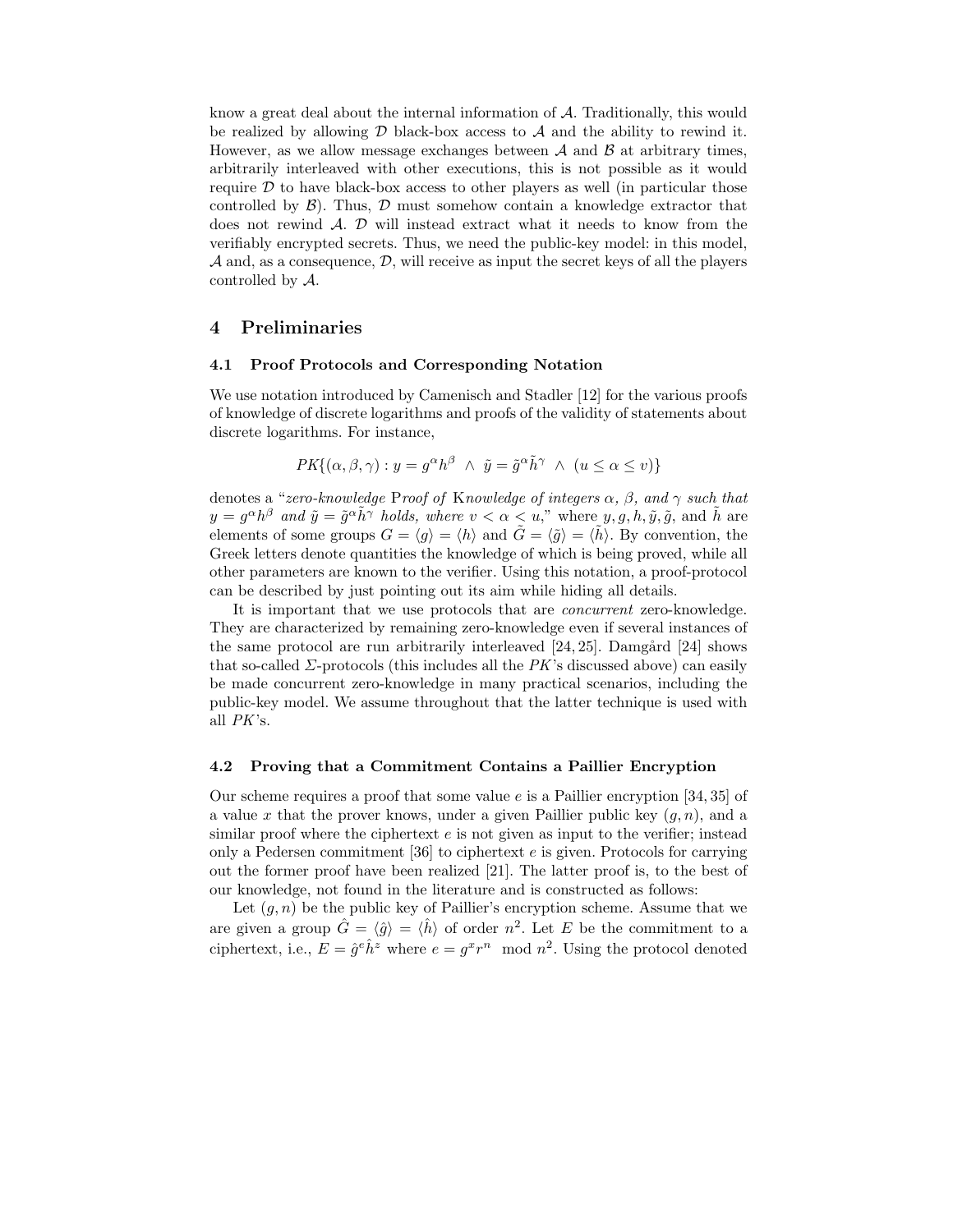know a great deal about the internal information of $\mathcal{A}$. Traditionally, this would be realized by allowing $\mathcal{D}$ black-box access to $\mathcal{A}$ and the ability to rewind it. However, as we allow message exchanges between $\mathcal{A}$ and $\mathcal{B}$ at arbitrary times, arbitrarily interleaved with other executions, this is not possible as it would require $\mathcal{D}$ to have black-box access to other players as well (in particular those controlled by $\mathcal{B}$). Thus, $\mathcal{D}$ must somehow contain a knowledge extractor that does not rewind $\mathcal{A}$. $\mathcal{D}$ will instead extract what it needs to know from the verifiably encrypted secrets. Thus, we need the public-key model: in this model, $\mathcal{A}$ and, as a consequence, $\mathcal{D}$, will receive as input the secret keys of all the players controlled by $\mathcal{A}$.

## 4 Preliminaries

### 4.1 Proof Protocols and Corresponding Notation

We use notation introduced by Camenisch and Stadler [12] for the various proofs of knowledge of discrete logarithms and proofs of the validity of statements about discrete logarithms. For instance,

$$PK\{(\alpha, \beta, \gamma) : y = g^{\alpha} h^{\beta} \ \wedge \ \tilde{y} = \tilde{g}^{\alpha} \tilde{h}^{\gamma} \ \wedge \ (u \leq \alpha \leq v)\}$$

denotes a "*zero-knowledge* P*roof of* K*nowledge of integers $\alpha$, $\beta$, and $\gamma$ such that $y = g^{\alpha} h^{\beta}$ and $\tilde{y} = \tilde{g}^{\alpha} \tilde{h}^{\gamma}$ holds, where $v < \alpha < u$,*" where $y, g, h, \tilde{y}, \tilde{g}$, and $\tilde{h}$ are elements of some groups $G = \langle g \rangle = \langle h \rangle$ and $\tilde{G} = \langle \tilde{g} \rangle = \langle \tilde{h} \rangle$. By convention, the Greek letters denote quantities the knowledge of which is being proved, while all other parameters are known to the verifier. Using this notation, a proof-protocol can be described by just pointing out its aim while hiding all details.

It is important that we use protocols that are *concurrent* zero-knowledge. They are characterized by remaining zero-knowledge even if several instances of the same protocol are run arbitrarily interleaved [24, 25]. Damgård [24] shows that so-called $\Sigma$-protocols (this includes all the $PK$'s discussed above) can easily be made concurrent zero-knowledge in many practical scenarios, including the public-key model. We assume throughout that the latter technique is used with all $PK$'s.

### 4.2 Proving that a Commitment Contains a Paillier Encryption

Our scheme requires a proof that some value $e$ is a Paillier encryption [34, 35] of a value $x$ that the prover knows, under a given Paillier public key $(g, n)$, and a similar proof where the ciphertext $e$ is not given as input to the verifier; instead only a Pedersen commitment [36] to ciphertext $e$ is given. Protocols for carrying out the former proof have been realized [21]. The latter proof is, to the best of our knowledge, not found in the literature and is constructed as follows:

Let $(g, n)$ be the public key of Paillier's encryption scheme. Assume that we are given a group $\hat{G} = \langle \hat{g} \rangle = \langle \hat{h} \rangle$ of order $n^2$. Let $E$ be the commitment to a ciphertext, i.e., $E = \hat{g}^{e} \hat{h}^{z}$ where $e = g^{x} r^{n} \mod n^2$. Using the protocol denoted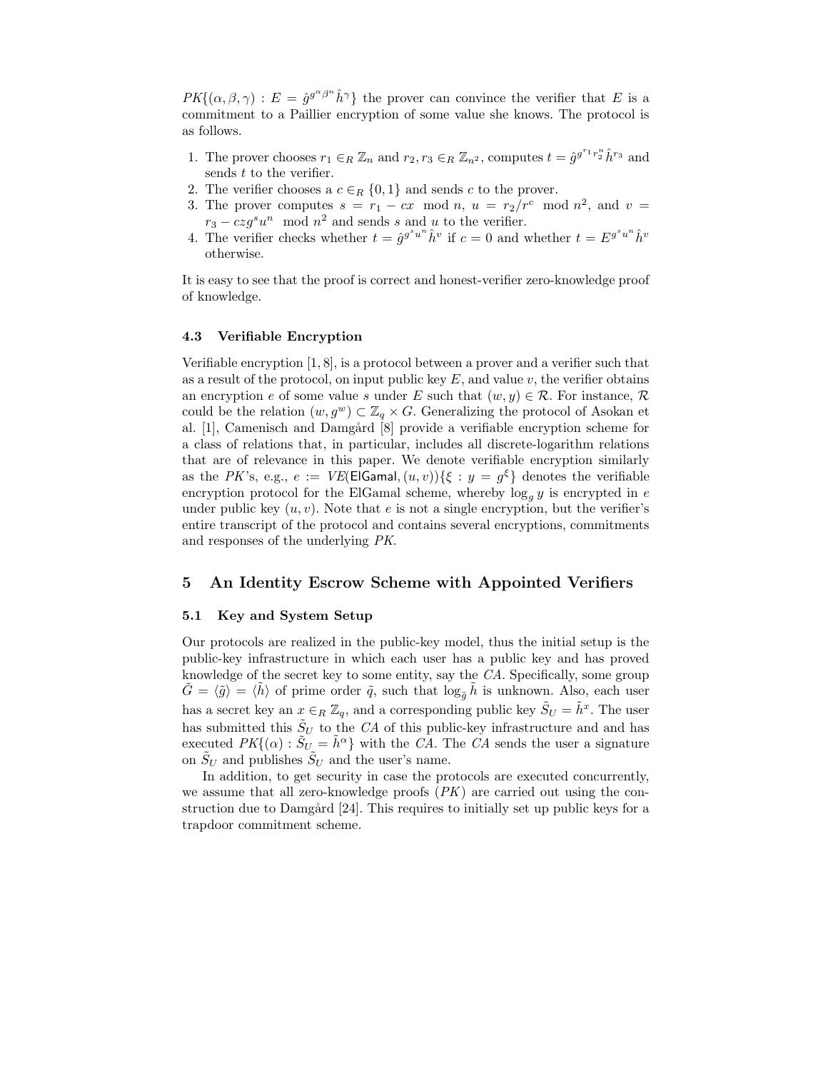$PK\{(\alpha, \beta, \gamma) : E = \hat{g}^{g^\alpha \beta^n} \hat{h}^\gamma\}$ the prover can convince the verifier that $E$ is a commitment to a Paillier encryption of some value she knows. The protocol is as follows.

1. The prover chooses $r_1 \in_R \mathbb{Z}_n$ and $r_2, r_3 \in_R \mathbb{Z}_{n^2}$, computes $t = \hat{g}^{g^{r_1} r_2^n} \hat{h}^{r_3}$ and sends $t$ to the verifier.
2. The verifier chooses a $c \in_R \{0, 1\}$ and sends $c$ to the prover.
3. The prover computes $s = r_1 - cx \mod n$, $u = r_2 / r^c \mod n^2$, and $v = r_3 - czg^s u^n \mod n^2$ and sends $s$ and $u$ to the verifier.
4. The verifier checks whether $t = \hat{g}^{g^s u^n} \hat{h}^v$ if $c = 0$ and whether $t = E^{g^s u^n} \hat{h}^v$ otherwise.

It is easy to see that the proof is correct and honest-verifier zero-knowledge proof of knowledge.

### 4.3 Verifiable Encryption

Verifiable encryption [1, 8], is a protocol between a prover and a verifier such that as a result of the protocol, on input public key $E$, and value $v$, the verifier obtains an encryption $e$ of some value $s$ under $E$ such that $(w, y) \in \mathcal{R}$. For instance, $\mathcal{R}$ could be the relation $(w, g^w) \subset \mathbb{Z}_q \times G$. Generalizing the protocol of Asokan et al. [1], Camenisch and Damgård [8] provide a verifiable encryption scheme for a class of relations that, in particular, includes all discrete-logarithm relations that are of relevance in this paper. We denote verifiable encryption similarly as the $PK$'s, e.g., $e := VE(\mathsf{ElGamal}, (u, v))\{\xi : y = g^\xi\}$ denotes the verifiable encryption protocol for the ElGamal scheme, whereby $\log_g y$ is encrypted in $e$ under public key $(u, v)$. Note that $e$ is not a single encryption, but the verifier's entire transcript of the protocol and contains several encryptions, commitments and responses of the underlying $PK$.

## 5 An Identity Escrow Scheme with Appointed Verifiers

### 5.1 Key and System Setup

Our protocols are realized in the public-key model, thus the initial setup is the public-key infrastructure in which each user has a public key and has proved knowledge of the secret key to some entity, say the $CA$. Specifically, some group $\tilde{G} = \langle \tilde{g} \rangle = \langle \tilde{h} \rangle$ of prime order $\tilde{q}$, such that $\log_{\tilde{g}} \tilde{h}$ is unknown. Also, each user has a secret key an $x \in_R \mathbb{Z}_q$, and a corresponding public key $\tilde{S}_U = \tilde{h}^x$. The user has submitted this $\tilde{S}_U$ to the $CA$ of this public-key infrastructure and and has executed $PK\{(\alpha) : \tilde{S}_U = \tilde{h}^\alpha\}$ with the $CA$. The $CA$ sends the user a signature on $\tilde{S}_U$ and publishes $\tilde{S}_U$ and the user's name.

In addition, to get security in case the protocols are executed concurrently, we assume that all zero-knowledge proofs ($PK$) are carried out using the construction due to Damgård [24]. This requires to initially set up public keys for a trapdoor commitment scheme.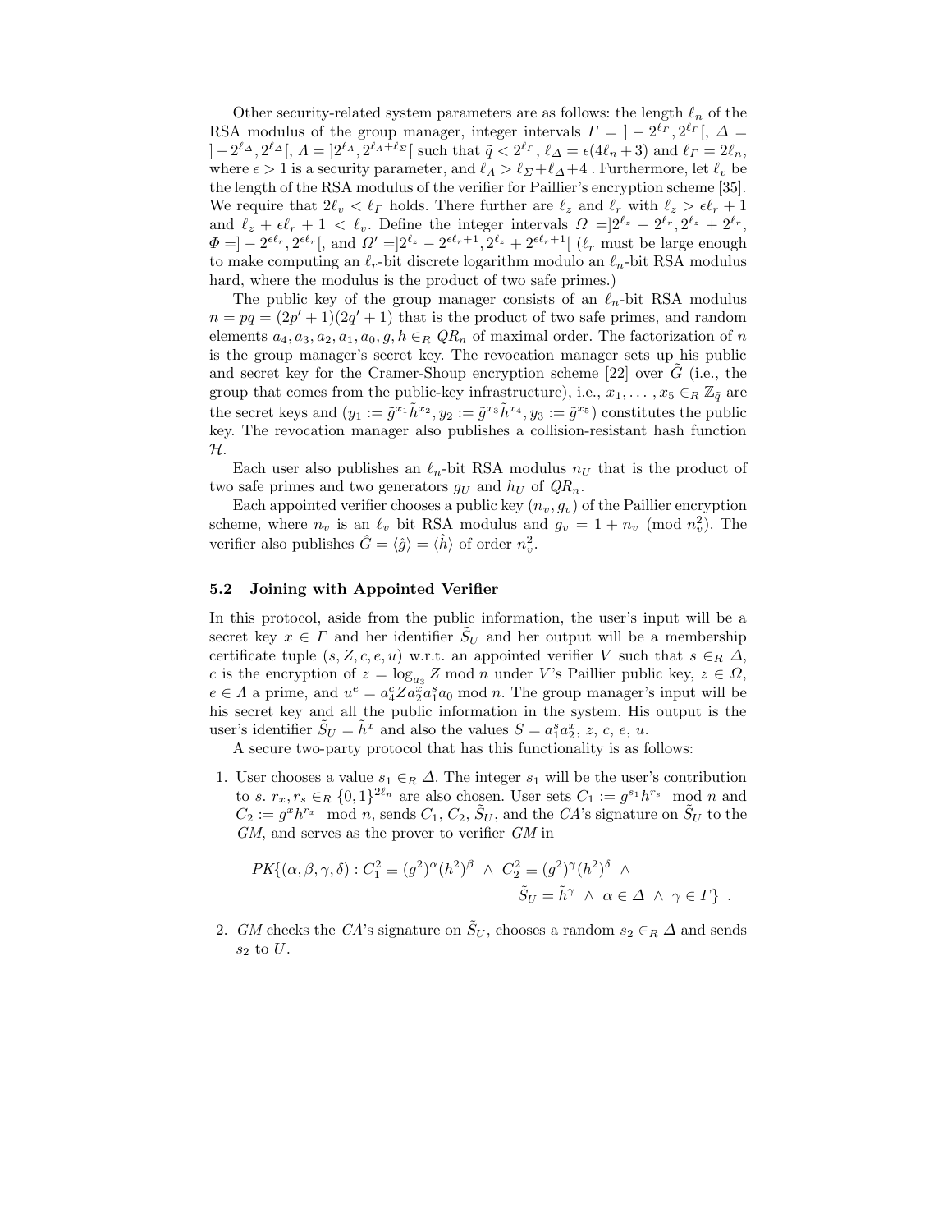Other security-related system parameters are as follows: the length $\ell_n$ of the RSA modulus of the group manager, integer intervals $\Gamma = ]-2^{\ell_\Gamma}, 2^{\ell_\Gamma}[$, $\Delta = ]-2^{\ell_\Delta}, 2^{\ell_\Delta}[$, $\Lambda = ]2^{\ell_\Lambda}, 2^{\ell_\Lambda+\ell_\Sigma}[$ such that $\tilde{q} < 2^{\ell_\Gamma}$, $\ell_\Delta = \epsilon(4\ell_n + 3)$ and $\ell_\Gamma = 2\ell_n$, where $\epsilon > 1$ is a security parameter, and $\ell_\Lambda > \ell_\Sigma + \ell_\Delta + 4$ . Furthermore, let $\ell_v$ be the length of the RSA modulus of the verifier for Paillier's encryption scheme [35]. We require that $2\ell_v < \ell_\Gamma$ holds. There further are $\ell_z$ and $\ell_r$ with $\ell_z > \epsilon\ell_r + 1$ and $\ell_z + \epsilon\ell_r + 1 < \ell_v$. Define the integer intervals $\Omega = ]2^{\ell_z} - 2^{\ell_r}, 2^{\ell_z} + 2^{\ell_r}$, $\Phi = ]-2^{\epsilon\ell_r}, 2^{\epsilon\ell_r}[$, and $\Omega' = ]2^{\ell_z} - 2^{\epsilon\ell_r+1}, 2^{\ell_z} + 2^{\epsilon\ell_r+1}[$ ($\ell_r$ must be large enough to make computing an $\ell_r$-bit discrete logarithm modulo an $\ell_n$-bit RSA modulus hard, where the modulus is the product of two safe primes.)

The public key of the group manager consists of an $\ell_n$-bit RSA modulus $n = pq = (2p' + 1)(2q' + 1)$ that is the product of two safe primes, and random elements $a_4, a_3, a_2, a_1, a_0, g, h \in_R QR_n$ of maximal order. The factorization of $n$ is the group manager's secret key. The revocation manager sets up his public and secret key for the Cramer-Shoup encryption scheme [22] over $\tilde{G}$ (i.e., the group that comes from the public-key infrastructure), i.e., $x_1, \ldots, x_5 \in_R \mathbb{Z}_{\tilde{q}}$ are the secret keys and ($y_1 := \tilde{g}^{x_1}\tilde{h}^{x_2}, y_2 := \tilde{g}^{x_3}\tilde{h}^{x_4}, y_3 := \tilde{g}^{x_5}$) constitutes the public key. The revocation manager also publishes a collision-resistant hash function $\mathcal{H}$.

Each user also publishes an $\ell_n$-bit RSA modulus $n_U$ that is the product of two safe primes and two generators $g_U$ and $h_U$ of $QR_n$.

Each appointed verifier chooses a public key $(n_v, g_v)$ of the Paillier encryption scheme, where $n_v$ is an $\ell_v$ bit RSA modulus and $g_v = 1 + n_v \pmod{n_v^2}$. The verifier also publishes $\hat{G} = \langle \hat{g} \rangle = \langle \hat{h} \rangle$ of order $n_v^2$.

### 5.2 Joining with Appointed Verifier

In this protocol, aside from the public information, the user's input will be a secret key $x \in \Gamma$ and her identifier $\tilde{S}_U$ and her output will be a membership certificate tuple $(s, Z, c, e, u)$ w.r.t. an appointed verifier $V$ such that $s \in_R \Delta$, $c$ is the encryption of $z = \log_{a_3} Z \bmod n$ under $V$'s Paillier public key, $z \in \Omega$, $e \in \Lambda$ a prime, and $u^e = a_4^c Z a_2^x a_1^s a_0 \bmod n$. The group manager's input will be his secret key and all the public information in the system. His output is the user's identifier $\tilde{S}_U = \tilde{h}^x$ and also the values $S = a_1^s a_2^x$, $z$, $c$, $e$, $u$.

A secure two-party protocol that has this functionality is as follows:

1. User chooses a value $s_1 \in_R \Delta$. The integer $s_1$ will be the user's contribution to $s$. $r_x, r_s \in_R \{0,1\}^{2\ell_n}$ are also chosen. User sets $C_1 := g^{s_1}h^{r_s} \mod n$ and $C_2 := g^x h^{r_x} \mod n$, sends $C_1$, $C_2$, $\tilde{S}_U$, and the $CA$'s signature on $\tilde{S}_U$ to the $GM$, and serves as the prover to verifier $GM$ in

$$PK\{(\alpha, \beta, \gamma, \delta) : C_1^2 \equiv (g^2)^\alpha (h^2)^\beta \ \wedge \ C_2^2 \equiv (g^2)^\gamma (h^2)^\delta \ \wedge \ \tilde{S}_U = \tilde{h}^\gamma \ \wedge \ \alpha \in \Delta \ \wedge \ \gamma \in \Gamma\} \ .$$

2. $GM$ checks the $CA$'s signature on $\tilde{S}_U$, chooses a random $s_2 \in_R \Delta$ and sends $s_2$ to $U$.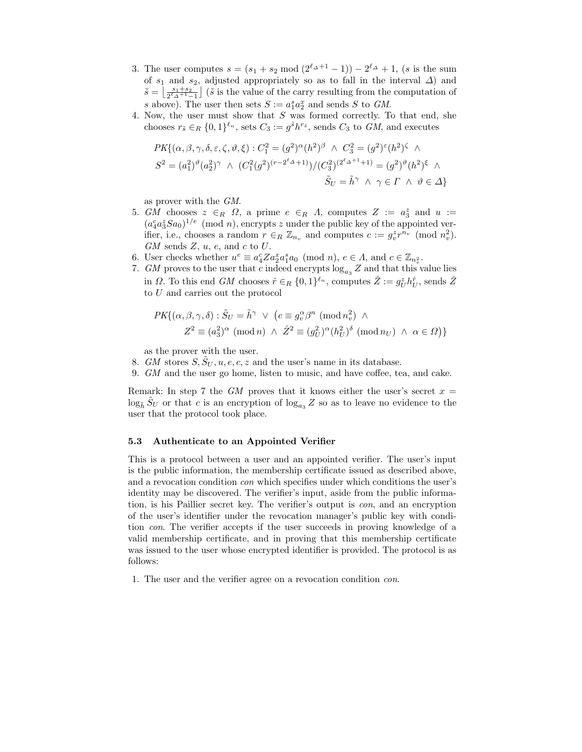3. The user computes $s = (s_1 + s_2 \bmod (2^{\ell_\Delta+1} - 1)) - 2^{\ell_\Delta} + 1$, ($s$ is the sum of $s_1$ and $s_2$, adjusted appropriately so as to fall in the interval $\Delta$) and $\tilde{s} = \left\lfloor \frac{s_1+s_2}{2^{\ell_\Delta+1}-1} \right\rfloor$ ($\tilde{s}$ is the value of the carry resulting from the computation of $s$ above). The user then sets $S := a_1^s a_2^x$ and sends $S$ to *GM*.
4. Now, the user must show that $S$ was formed correctly. To that end, she chooses $r_{\tilde{s}} \in_R \{0,1\}^{\ell_n}$, sets $C_3 := g^{\tilde{s}} h^{r_{\tilde{s}}}$, sends $C_3$ to *GM*, and executes

$$PK\{(\alpha, \beta, \gamma, \delta, \varepsilon, \zeta, \vartheta, \xi) : C_1^2 = (g^2)^\alpha (h^2)^\beta \ \wedge\ C_3^2 = (g^2)^\varepsilon (h^2)^\zeta \ \wedge$$
$$S^2 = (a_1^2)^\vartheta (a_2^2)^\gamma \ \wedge\ (C_1^2 (g^2)^{(r-2^{\ell_\Delta}+1)})/(C_3^2)^{(2^{\ell_\Delta+1}+1)} = (g^2)^\vartheta (h^2)^\xi \ \wedge$$
$$\tilde{S}_U = \tilde{h}^\gamma \ \wedge\ \gamma \in \Gamma \ \wedge\ \vartheta \in \Delta\}$$

as prover with the *GM*.
5. *GM* chooses $z \in_R \Omega$, a prime $e \in_R \Lambda$, computes $Z := a_3^z$ and $u := (a_4^c a_3^z S a_0)^{1/e} \pmod n$, encrypts $z$ under the public key of the appointed verifier, i.e., chooses a random $r \in_R \mathbb{Z}_{n_v}$ and computes $c := g_v^z r^{n_v} \pmod{n_v^2}$. *GM* sends $Z$, $u$, $e$, and $c$ to $U$.
6. User checks whether $u^e \equiv a_4^c Z a_2^x a_1^s a_0 \pmod n$, $e \in \Lambda$, and $c \in \mathbb{Z}_{n_v^2}$.
7. *GM* proves to the user that $c$ indeed encrypts $\log_{a_3} Z$ and that this value lies in $\Omega$. To this end *GM* chooses $\hat{r} \in_R \{0,1\}^{\ell_n}$, computes $\hat{Z} := g_U^z h_U^{\hat{r}}$, sends $\hat{Z}$ to $U$ and carries out the protocol

$$PK\{(\alpha, \beta, \gamma, \delta) : \tilde{S}_U = \tilde{h}^\gamma \ \vee\ \big(c \equiv g_v^\alpha \beta^n \pmod{n_v^2} \ \wedge$$
$$Z^2 \equiv (a_3^2)^\alpha \pmod n \ \wedge\ \hat{Z}^2 \equiv (g_U^2)^\alpha (h_U^2)^\delta \pmod{n_U} \ \wedge\ \alpha \in \Omega\big)\}$$

as the prover with the user.
8. *GM* stores $S, \tilde{S}_U, u, e, c, z$ and the user's name in its database.
9. *GM* and the user go home, listen to music, and have coffee, tea, and cake.

Remark: In step 7 the *GM* proves that it knows either the user's secret $x = \log_{\tilde{h}} \tilde{S}_U$ or that $c$ is an encryption of $\log_{a_3} Z$ so as to leave no evidence to the user that the protocol took place.

### 5.3 Authenticate to an Appointed Verifier

This is a protocol between a user and an appointed verifier. The user's input is the public information, the membership certificate issued as described above, and a revocation condition *con* which specifies under which conditions the user's identity may be discovered. The verifier's input, aside from the public information, is his Paillier secret key. The verifier's output is *con*, and an encryption of the user's identifier under the revocation manager's public key with condition *con*. The verifier accepts if the user succeeds in proving knowledge of a valid membership certificate, and in proving that this membership certificate was issued to the user whose encrypted identifier is provided. The protocol is as follows:

1. The user and the verifier agree on a revocation condition *con*.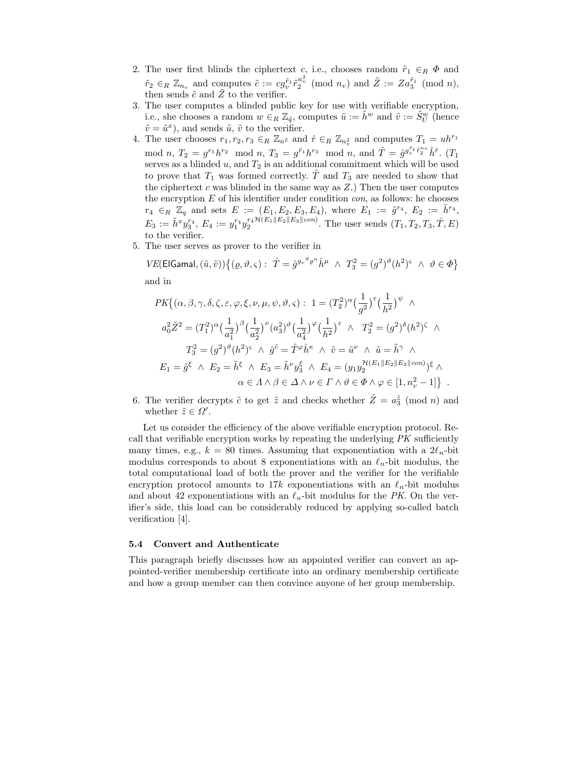2. The user first blinds the ciphertext $c$, i.e., chooses random $\tilde{r}_1 \in_R \Phi$ and $\tilde{r}_2 \in_R \mathbb{Z}_{n_v}$ and computes $\tilde{c} := c g_v^{\tilde{r}_1} \tilde{r}_2^{n_v^2} \pmod{n_v}$ and $\tilde{Z} := Z a_3^{\tilde{r}_1} \pmod{n}$, then sends $\tilde{c}$ and $\tilde{Z}$ to the verifier.
3. The user computes a blinded public key for use with verifiable encryption, i.e., she chooses a random $w \in_R \mathbb{Z}_{\tilde{q}}$, computes $\tilde{u} := \tilde{h}^w$ and $\tilde{v} := \tilde{S}_U^w$ (hence $\tilde{v} = \tilde{u}^x$), and sends $\tilde{u}$, $\tilde{v}$ to the verifier.
4. The user chooses $r_1, r_2, r_3 \in_R \mathbb{Z}_{n^2}$ and $\hat{r} \in_R \mathbb{Z}_{n_v^2}$ and computes $T_1 = u h^{r_1} \bmod n$, $T_2 = g^{r_1} h^{r_2} \bmod n$, $T_3 = g^{\tilde{r}_1} h^{r_3} \bmod n$, and $\hat{T} = \hat{g}^{g_v^{\tilde{r}_1} \tilde{r}_2^{n_v}} \hat{h}^{\hat{r}}$. ($T_1$ serves as a blinded $u$, and $T_2$ is an additional commitment which will be used to prove that $T_1$ was formed correctly. $\hat{T}$ and $T_3$ are needed to show that the ciphertext $c$ was blinded in the same way as $Z$.) Then the user computes the encryption $E$ of his identifier under condition *con*, as follows: he chooses $r_4 \in_R \mathbb{Z}_q$ and sets $E := (E_1, E_2, E_3, E_4)$, where $E_1 := \tilde{g}^{r_4}$, $E_2 := \tilde{h}^{r_4}$, $E_3 := \tilde{h}^x y_3^{r_4}$, $E_4 := y_1^{r_4} y_2^{r_4 \mathcal{H}(E_1 \| E_2 \| E_3 \| con)}$. The user sends $(T_1, T_2, T_3, \hat{T}, E)$ to the verifier.
5. The user serves as prover to the verifier in

$$VE(\mathsf{ElGamal}, (\tilde{u}, \tilde{v}))\{(\varrho, \vartheta, \varsigma) : \ \hat{T} = \hat{g}^{g_v{}^{\vartheta} \varrho^n} \hat{h}^{\mu} \ \wedge \ T_3^2 = (g^2)^{\vartheta} (h^2)^{\varsigma} \ \wedge \ \vartheta \in \Phi\}$$

and in

$$\begin{aligned} PK\{(\alpha, \beta, \gamma, \delta, \zeta, \varepsilon, \varphi, \xi, \nu, \mu, \psi, \vartheta, \varsigma) : \ 1 = (T_2^2)^{\alpha} \big(\tfrac{1}{g^2}\big)^{\varepsilon} \big(\tfrac{1}{h^2}\big)^{\psi} \ \wedge \\ a_0^2 \tilde{Z}^2 = (T_1^2)^{\alpha} \big(\tfrac{1}{a_1^2}\big)^{\beta} \big(\tfrac{1}{a_2^2}\big)^{\nu} (a_3^2)^{\vartheta} \big(\tfrac{1}{a_4^2}\big)^{\varphi} \big(\tfrac{1}{h^2}\big)^{\varepsilon} \ \wedge \ T_2^2 = (g^2)^{\delta} (h^2)^{\zeta} \ \wedge \\ T_3^2 = (g^2)^{\vartheta} (h^2)^{\varsigma} \ \wedge \ \hat{g}^{\tilde{c}} = \hat{T}^{\varphi} \hat{h}^{\kappa} \ \wedge \ \tilde{v} = \tilde{u}^{\nu} \ \wedge \ \tilde{u} = \tilde{h}^{\gamma} \ \wedge \\ E_1 = \tilde{g}^{\xi} \ \wedge \ E_2 = \tilde{h}^{\xi} \ \wedge \ E_3 = \tilde{h}^{\nu} y_3^{\xi} \ \wedge \ E_4 = (y_1 y_2^{\mathcal{H}(E_1 \| E_2 \| E_3 \| con)})^{\xi} \wedge \\ \alpha \in \Lambda \wedge \beta \in \Delta \wedge \nu \in \Gamma \wedge \vartheta \in \Phi \wedge \varphi \in [1, n_v^2 - 1]\} \ . \end{aligned}$$

6. The verifier decrypts $\tilde{c}$ to get $\tilde{z}$ and checks whether $\tilde{Z} = a_3^{\tilde{z}} \pmod{n}$ and whether $\tilde{z} \in \Omega'$.

Let us consider the efficiency of the above verifiable encryption protocol. Recall that verifiable encryption works by repeating the underlying *PK* sufficiently many times, e.g., $k = 80$ times. Assuming that exponentiation with a $2\ell_n$-bit modulus corresponds to about 8 exponentiations with an $\ell_n$-bit modulus, the total computational load of both the prover and the verifier for the verifiable encryption protocol amounts to $17k$ exponentiations with an $\ell_n$-bit modulus and about 42 exponentiations with an $\ell_n$-bit modulus for the *PK*. On the verifier's side, this load can be considerably reduced by applying so-called batch verification [4].

### 5.4 Convert and Authenticate

This paragraph briefly discusses how an appointed verifier can convert an appointed-verifier membership certificate into an ordinary membership certificate and how a group member can then convince anyone of her group membership.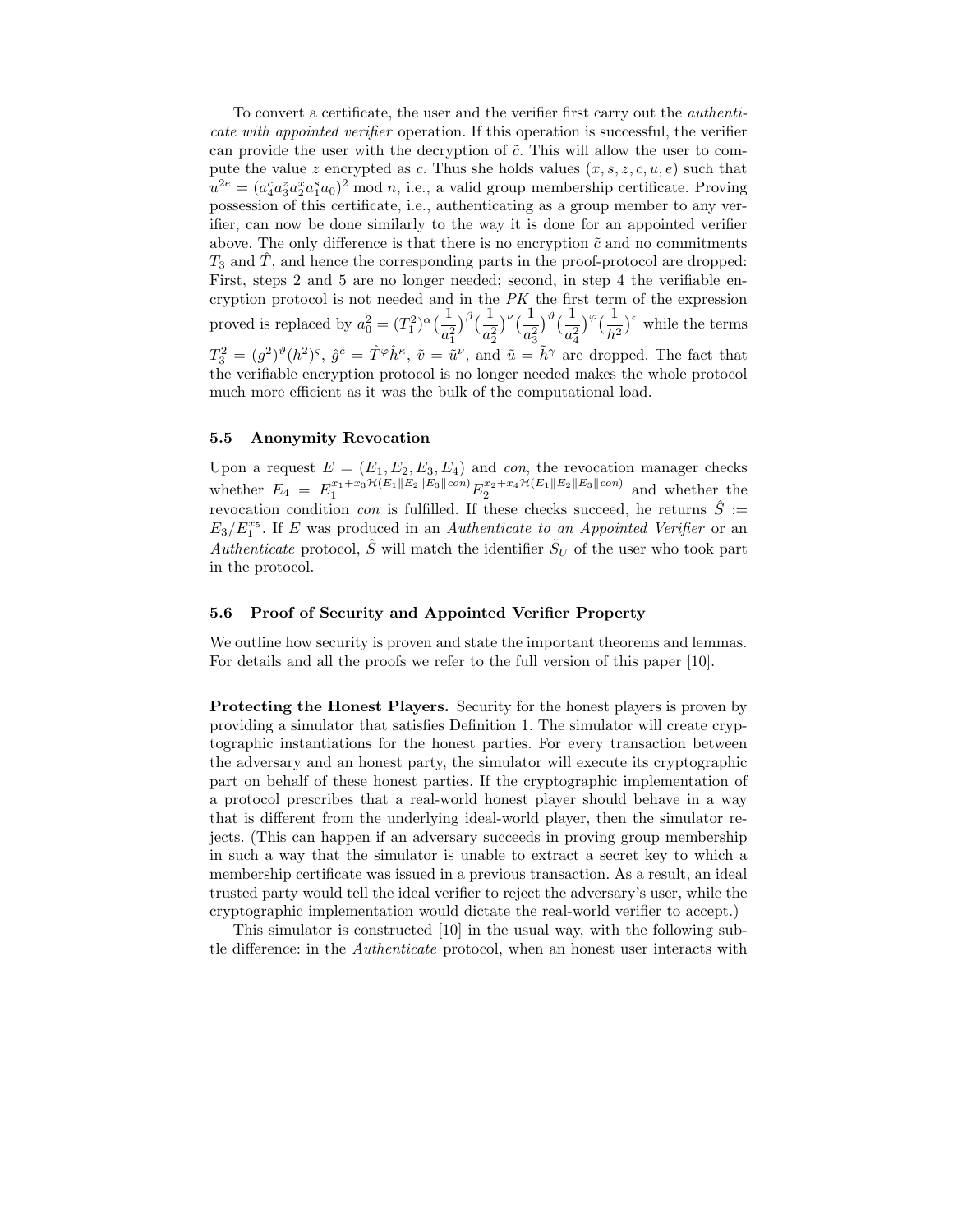To convert a certificate, the user and the verifier first carry out the *authenticate with appointed verifier* operation. If this operation is successful, the verifier can provide the user with the decryption of $\tilde{c}$. This will allow the user to compute the value $z$ encrypted as $c$. Thus she holds values $(x, s, z, c, u, e)$ such that $u^{2e} = (a_4^c a_3^z a_2^x a_1^s a_0)^2 \bmod n$, i.e., a valid group membership certificate. Proving possession of this certificate, i.e., authenticating as a group member to any verifier, can now be done similarly to the way it is done for an appointed verifier above. The only difference is that there is no encryption $\tilde{c}$ and no commitments $T_3$ and $\hat{T}$, and hence the corresponding parts in the proof-protocol are dropped: First, steps 2 and 5 are no longer needed; second, in step 4 the verifiable encryption protocol is not needed and in the $PK$ the first term of the expression proved is replaced by $a_0^2 = (T_1^2)^{\alpha}(\frac{1}{a_1^2})^{\beta}(\frac{1}{a_2^2})^{\nu}(\frac{1}{a_3^2})^{\vartheta}(\frac{1}{a_4^2})^{\varphi}(\frac{1}{h^2})^{\varepsilon}$ while the terms $T_3^2 = (g^2)^{\vartheta}(h^2)^{\varsigma}$, $\hat{g}^{\tilde{c}} = \hat{T}^{\varphi}\hat{h}^{\kappa}$, $\tilde{v} = \tilde{u}^{\nu}$, and $\tilde{u} = \tilde{h}^{\gamma}$ are dropped. The fact that the verifiable encryption protocol is no longer needed makes the whole protocol much more efficient as it was the bulk of the computational load.

### 5.5 Anonymity Revocation

Upon a request $E = (E_1, E_2, E_3, E_4)$ and $con$, the revocation manager checks whether $E_4 = E_1^{x_1 + x_3\mathcal{H}(E_1\|E_2\|E_3\|con)} E_2^{x_2 + x_4\mathcal{H}(E_1\|E_2\|E_3\|con)}$ and whether the revocation condition $con$ is fulfilled. If these checks succeed, he returns $\hat{S} := E_3/E_1^{x_5}$. If $E$ was produced in an *Authenticate to an Appointed Verifier* or an *Authenticate* protocol, $\hat{S}$ will match the identifier $\tilde{S}_U$ of the user who took part in the protocol.

### 5.6 Proof of Security and Appointed Verifier Property

We outline how security is proven and state the important theorems and lemmas. For details and all the proofs we refer to the full version of this paper [10].

**Protecting the Honest Players.** Security for the honest players is proven by providing a simulator that satisfies Definition 1. The simulator will create cryptographic instantiations for the honest parties. For every transaction between the adversary and an honest party, the simulator will execute its cryptographic part on behalf of these honest parties. If the cryptographic implementation of a protocol prescribes that a real-world honest player should behave in a way that is different from the underlying ideal-world player, then the simulator rejects. (This can happen if an adversary succeeds in proving group membership in such a way that the simulator is unable to extract a secret key to which a membership certificate was issued in a previous transaction. As a result, an ideal trusted party would tell the ideal verifier to reject the adversary's user, while the cryptographic implementation would dictate the real-world verifier to accept.)

This simulator is constructed [10] in the usual way, with the following subtle difference: in the *Authenticate* protocol, when an honest user interacts with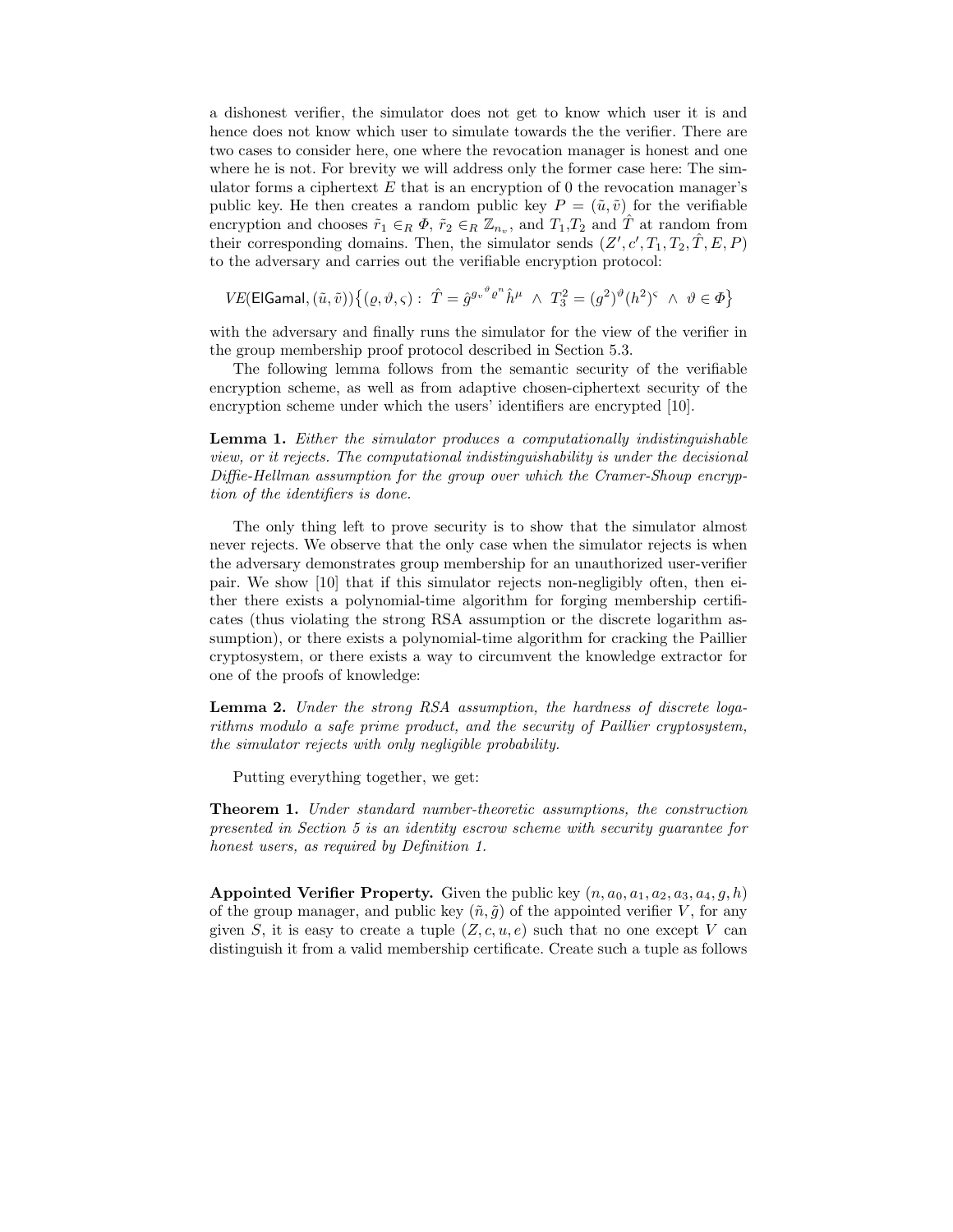a dishonest verifier, the simulator does not get to know which user it is and hence does not know which user to simulate towards the the verifier. There are two cases to consider here, one where the revocation manager is honest and one where he is not. For brevity we will address only the former case here: The simulator forms a ciphertext $E$ that is an encryption of 0 the revocation manager's public key. He then creates a random public key $P = (\tilde{u}, \tilde{v})$ for the verifiable encryption and chooses $\tilde{r}_1 \in_R \Phi$, $\tilde{r}_2 \in_R \mathbb{Z}_{n_v}$, and $T_1$,$T_2$ and $\hat{T}$ at random from their corresponding domains. Then, the simulator sends $(Z', c', T_1, T_2, \hat{T}, E, P)$ to the adversary and carries out the verifiable encryption protocol:

$$VE(\mathsf{ElGamal}, (\tilde{u}, \tilde{v}))\big\{(\varrho, \vartheta, \varsigma) :\ \hat{T} = \hat{g}^{{g_v}^{\vartheta} \varrho^{n}} \hat{h}^{\mu} \ \wedge\ T_3^2 = (g^2)^{\vartheta} (h^2)^{\varsigma} \ \wedge\ \vartheta \in \Phi\big\}$$

with the adversary and finally runs the simulator for the view of the verifier in the group membership proof protocol described in Section 5.3.

The following lemma follows from the semantic security of the verifiable encryption scheme, as well as from adaptive chosen-ciphertext security of the encryption scheme under which the users' identifiers are encrypted [10].

**Lemma 1.** *Either the simulator produces a computationally indistinguishable view, or it rejects. The computational indistinguishability is under the decisional Diffie-Hellman assumption for the group over which the Cramer-Shoup encryption of the identifiers is done.*

The only thing left to prove security is to show that the simulator almost never rejects. We observe that the only case when the simulator rejects is when the adversary demonstrates group membership for an unauthorized user-verifier pair. We show [10] that if this simulator rejects non-negligibly often, then either there exists a polynomial-time algorithm for forging membership certificates (thus violating the strong RSA assumption or the discrete logarithm assumption), or there exists a polynomial-time algorithm for cracking the Paillier cryptosystem, or there exists a way to circumvent the knowledge extractor for one of the proofs of knowledge:

**Lemma 2.** *Under the strong RSA assumption, the hardness of discrete logarithms modulo a safe prime product, and the security of Paillier cryptosystem, the simulator rejects with only negligible probability.*

Putting everything together, we get:

**Theorem 1.** *Under standard number-theoretic assumptions, the construction presented in Section 5 is an identity escrow scheme with security guarantee for honest users, as required by Definition 1.*

**Appointed Verifier Property.** Given the public key $(n, a_0, a_1, a_2, a_3, a_4, g, h)$ of the group manager, and public key $(\tilde{n}, \tilde{g})$ of the appointed verifier $V$, for any given $S$, it is easy to create a tuple $(Z, c, u, e)$ such that no one except $V$ can distinguish it from a valid membership certificate. Create such a tuple as follows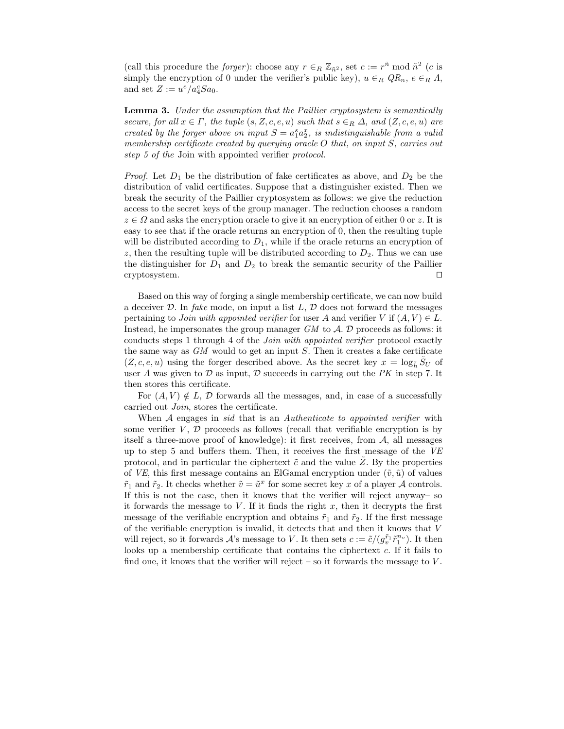(call this procedure the *forger*): choose any $r \in_R \mathbb{Z}_{\tilde{n}^2}$, set $c := r^{\tilde{n}} \bmod \tilde{n}^2$ ($c$ is simply the encryption of 0 under the verifier's public key), $u \in_R QR_n$, $e \in_R \Lambda$, and set $Z := u^e / a_4^c S a_0$.

**Lemma 3.** *Under the assumption that the Paillier cryptosystem is semantically secure, for all $x \in \Gamma$, the tuple $(s, Z, c, e, u)$ such that $s \in_R \Delta$, and $(Z, c, e, u)$ are created by the forger above on input $S = a_1^s a_2^x$, is indistinguishable from a valid membership certificate created by querying oracle $O$ that, on input $S$, carries out step 5 of the* Join with appointed verifier *protocol.*

*Proof.* Let $D_1$ be the distribution of fake certificates as above, and $D_2$ be the distribution of valid certificates. Suppose that a distinguisher existed. Then we break the security of the Paillier cryptosystem as follows: we give the reduction access to the secret keys of the group manager. The reduction chooses a random $z \in \Omega$ and asks the encryption oracle to give it an encryption of either 0 or $z$. It is easy to see that if the oracle returns an encryption of 0, then the resulting tuple will be distributed according to $D_1$, while if the oracle returns an encryption of $z$, then the resulting tuple will be distributed according to $D_2$. Thus we can use the distinguisher for $D_1$ and $D_2$ to break the semantic security of the Paillier cryptosystem. □

Based on this way of forging a single membership certificate, we can now build a deceiver $\mathcal{D}$. In *fake* mode, on input a list $L$, $\mathcal{D}$ does not forward the messages pertaining to *Join with appointed verifier* for user $A$ and verifier $V$ if $(A, V) \in L$. Instead, he impersonates the group manager $GM$ to $\mathcal{A}$. $\mathcal{D}$ proceeds as follows: it conducts steps 1 through 4 of the *Join with appointed verifier* protocol exactly the same way as $GM$ would to get an input $S$. Then it creates a fake certificate $(Z, c, e, u)$ using the forger described above. As the secret key $x = \log_{\tilde{h}} \tilde{S}_U$ of user $A$ was given to $\mathcal{D}$ as input, $\mathcal{D}$ succeeds in carrying out the $PK$ in step 7. It then stores this certificate.

For $(A, V) \notin L$, $\mathcal{D}$ forwards all the messages, and, in case of a successfully carried out *Join*, stores the certificate.

When $\mathcal{A}$ engages in *sid* that is an *Authenticate to appointed verifier* with some verifier $V$, $\mathcal{D}$ proceeds as follows (recall that verifiable encryption is by itself a three-move proof of knowledge): it first receives, from $\mathcal{A}$, all messages up to step 5 and buffers them. Then, it receives the first message of the $VE$ protocol, and in particular the ciphertext $\tilde{c}$ and the value $\tilde{Z}$. By the properties of $VE$, this first message contains an ElGamal encryption under $(\tilde{v}, \tilde{u})$ of values $\tilde{r}_1$ and $\tilde{r}_2$. It checks whether $\tilde{v} = \tilde{u}^x$ for some secret key $x$ of a player $\mathcal{A}$ controls. If this is not the case, then it knows that the verifier will reject anyway– so it forwards the message to $V$. If it finds the right $x$, then it decrypts the first message of the verifiable encryption and obtains $\tilde{r}_1$ and $\tilde{r}_2$. If the first message of the verifiable encryption is invalid, it detects that and then it knows that $V$ will reject, so it forwards $\mathcal{A}$'s message to $V$. It then sets $c := \tilde{c} / (g_v^{\tilde{r}_1} \tilde{r}_1^{n_v})$. It then looks up a membership certificate that contains the ciphertext $c$. If it fails to find one, it knows that the verifier will reject – so it forwards the message to $V$.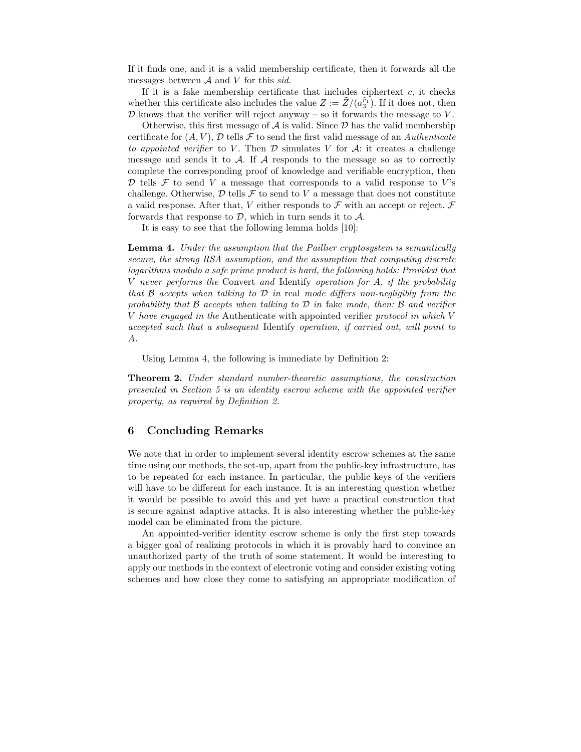If it finds one, and it is a valid membership certificate, then it forwards all the messages between $\mathcal{A}$ and $V$ for this *sid*.

If it is a fake membership certificate that includes ciphertext $c$, it checks whether this certificate also includes the value $Z := \tilde{Z}/(a_3^{\tilde{r}_1})$. If it does not, then $\mathcal{D}$ knows that the verifier will reject anyway – so it forwards the message to $V$.

Otherwise, this first message of $\mathcal{A}$ is valid. Since $\mathcal{D}$ has the valid membership certificate for $(A, V)$, $\mathcal{D}$ tells $\mathcal{F}$ to send the first valid message of an *Authenticate to appointed verifier* to $V$. Then $\mathcal{D}$ simulates $V$ for $\mathcal{A}$: it creates a challenge message and sends it to $\mathcal{A}$. If $\mathcal{A}$ responds to the message so as to correctly complete the corresponding proof of knowledge and verifiable encryption, then $\mathcal{D}$ tells $\mathcal{F}$ to send $V$ a message that corresponds to a valid response to $V$'s challenge. Otherwise, $\mathcal{D}$ tells $\mathcal{F}$ to send to $V$ a message that does not constitute a valid response. After that, $V$ either responds to $\mathcal{F}$ with an accept or reject. $\mathcal{F}$ forwards that response to $\mathcal{D}$, which in turn sends it to $\mathcal{A}$.

It is easy to see that the following lemma holds [10]:

**Lemma 4.** *Under the assumption that the Paillier cryptosystem is semantically secure, the strong RSA assumption, and the assumption that computing discrete logarithms modulo a safe prime product is hard, the following holds: Provided that $V$ never performs the* Convert *and* Identify *operation for $A$, if the probability that $\mathcal{B}$ accepts when talking to $\mathcal{D}$ in* real *mode differs non-negligibly from the probability that $\mathcal{B}$ accepts when talking to $\mathcal{D}$ in* fake *mode, then: $\mathcal{B}$ and verifier $V$ have engaged in the* Authenticate with appointed verifier *protocol in which $V$ accepted such that a subsequent* Identify *operation, if carried out, will point to $A$.*

Using Lemma 4, the following is immediate by Definition 2:

**Theorem 2.** *Under standard number-theoretic assumptions, the construction presented in Section 5 is an identity escrow scheme with the appointed verifier property, as required by Definition 2.*

## 6 Concluding Remarks

We note that in order to implement several identity escrow schemes at the same time using our methods, the set-up, apart from the public-key infrastructure, has to be repeated for each instance. In particular, the public keys of the verifiers will have to be different for each instance. It is an interesting question whether it would be possible to avoid this and yet have a practical construction that is secure against adaptive attacks. It is also interesting whether the public-key model can be eliminated from the picture.

An appointed-verifier identity escrow scheme is only the first step towards a bigger goal of realizing protocols in which it is provably hard to convince an unauthorized party of the truth of some statement. It would be interesting to apply our methods in the context of electronic voting and consider existing voting schemes and how close they come to satisfying an appropriate modification of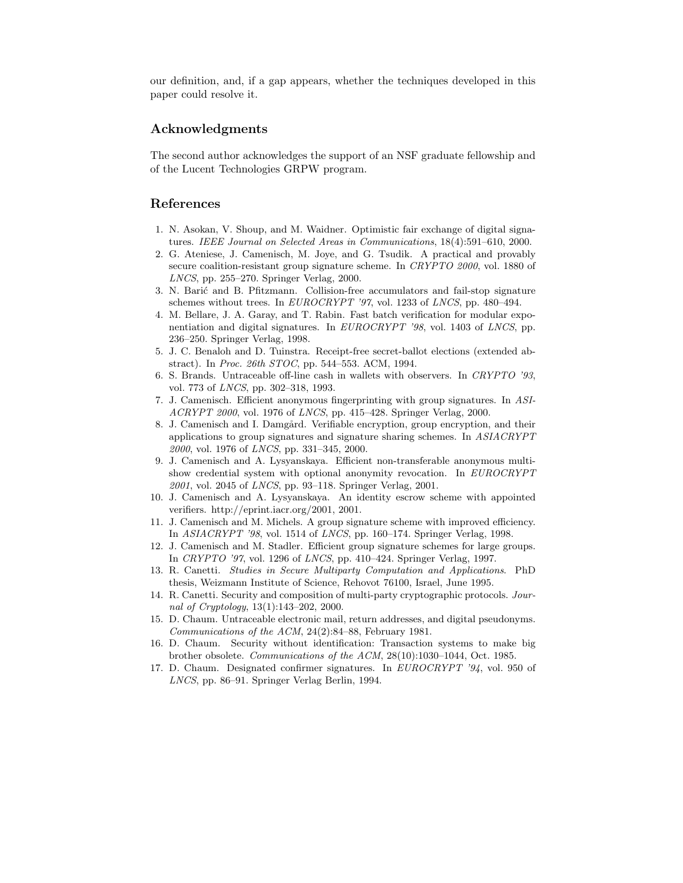our definition, and, if a gap appears, whether the techniques developed in this paper could resolve it.

## Acknowledgments

The second author acknowledges the support of an NSF graduate fellowship and of the Lucent Technologies GRPW program.

## References

1. N. Asokan, V. Shoup, and M. Waidner. Optimistic fair exchange of digital signatures. *IEEE Journal on Selected Areas in Communications*, 18(4):591–610, 2000.
2. G. Ateniese, J. Camenisch, M. Joye, and G. Tsudik. A practical and provably secure coalition-resistant group signature scheme. In *CRYPTO 2000*, vol. 1880 of *LNCS*, pp. 255–270. Springer Verlag, 2000.
3. N. Barić and B. Pfitzmann. Collision-free accumulators and fail-stop signature schemes without trees. In *EUROCRYPT '97*, vol. 1233 of *LNCS*, pp. 480–494.
4. M. Bellare, J. A. Garay, and T. Rabin. Fast batch verification for modular exponentiation and digital signatures. In *EUROCRYPT '98*, vol. 1403 of *LNCS*, pp. 236–250. Springer Verlag, 1998.
5. J. C. Benaloh and D. Tuinstra. Receipt-free secret-ballot elections (extended abstract). In *Proc. 26th STOC*, pp. 544–553. ACM, 1994.
6. S. Brands. Untraceable off-line cash in wallets with observers. In *CRYPTO '93*, vol. 773 of *LNCS*, pp. 302–318, 1993.
7. J. Camenisch. Efficient anonymous fingerprinting with group signatures. In *ASIACRYPT 2000*, vol. 1976 of *LNCS*, pp. 415–428. Springer Verlag, 2000.
8. J. Camenisch and I. Damgård. Verifiable encryption, group encryption, and their applications to group signatures and signature sharing schemes. In *ASIACRYPT 2000*, vol. 1976 of *LNCS*, pp. 331–345, 2000.
9. J. Camenisch and A. Lysyanskaya. Efficient non-transferable anonymous multi-show credential system with optional anonymity revocation. In *EUROCRYPT 2001*, vol. 2045 of *LNCS*, pp. 93–118. Springer Verlag, 2001.
10. J. Camenisch and A. Lysyanskaya. An identity escrow scheme with appointed verifiers. http://eprint.iacr.org/2001, 2001.
11. J. Camenisch and M. Michels. A group signature scheme with improved efficiency. In *ASIACRYPT '98*, vol. 1514 of *LNCS*, pp. 160–174. Springer Verlag, 1998.
12. J. Camenisch and M. Stadler. Efficient group signature schemes for large groups. In *CRYPTO '97*, vol. 1296 of *LNCS*, pp. 410–424. Springer Verlag, 1997.
13. R. Canetti. *Studies in Secure Multiparty Computation and Applications*. PhD thesis, Weizmann Institute of Science, Rehovot 76100, Israel, June 1995.
14. R. Canetti. Security and composition of multi-party cryptographic protocols. *Journal of Cryptology*, 13(1):143–202, 2000.
15. D. Chaum. Untraceable electronic mail, return addresses, and digital pseudonyms. *Communications of the ACM*, 24(2):84–88, February 1981.
16. D. Chaum. Security without identification: Transaction systems to make big brother obsolete. *Communications of the ACM*, 28(10):1030–1044, Oct. 1985.
17. D. Chaum. Designated confirmer signatures. In *EUROCRYPT '94*, vol. 950 of *LNCS*, pp. 86–91. Springer Verlag Berlin, 1994.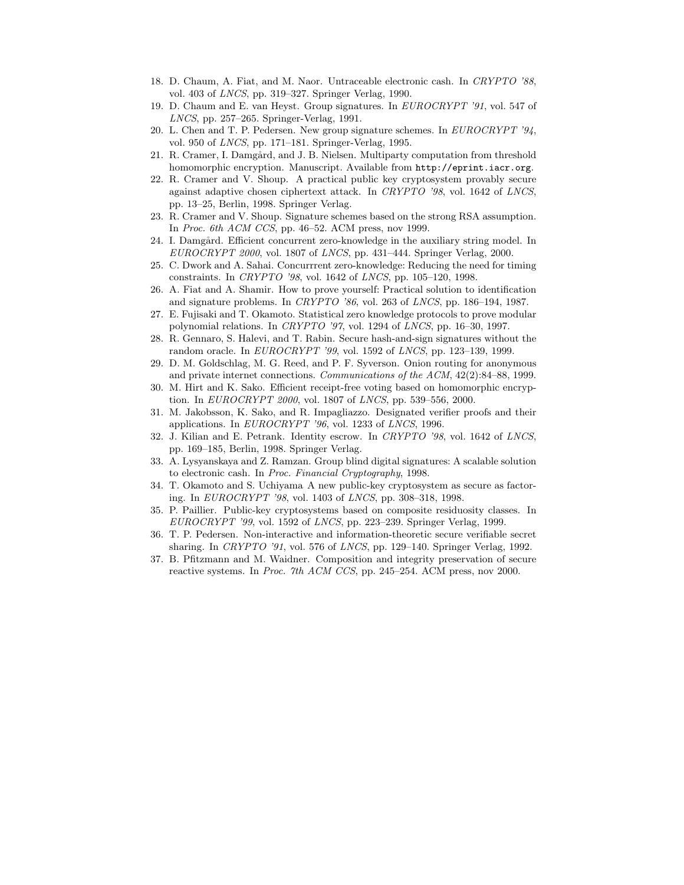18. D. Chaum, A. Fiat, and M. Naor. Untraceable electronic cash. In *CRYPTO '88*, vol. 403 of *LNCS*, pp. 319–327. Springer Verlag, 1990.
19. D. Chaum and E. van Heyst. Group signatures. In *EUROCRYPT '91*, vol. 547 of *LNCS*, pp. 257–265. Springer-Verlag, 1991.
20. L. Chen and T. P. Pedersen. New group signature schemes. In *EUROCRYPT '94*, vol. 950 of *LNCS*, pp. 171–181. Springer-Verlag, 1995.
21. R. Cramer, I. Damgård, and J. B. Nielsen. Multiparty computation from threshold homomorphic encryption. Manuscript. Available from `http://eprint.iacr.org`.
22. R. Cramer and V. Shoup. A practical public key cryptosystem provably secure against adaptive chosen ciphertext attack. In *CRYPTO '98*, vol. 1642 of *LNCS*, pp. 13–25, Berlin, 1998. Springer Verlag.
23. R. Cramer and V. Shoup. Signature schemes based on the strong RSA assumption. In *Proc. 6th ACM CCS*, pp. 46–52. ACM press, nov 1999.
24. I. Damgård. Efficient concurrent zero-knowledge in the auxiliary string model. In *EUROCRYPT 2000*, vol. 1807 of *LNCS*, pp. 431–444. Springer Verlag, 2000.
25. C. Dwork and A. Sahai. Concurrrent zero-knowledge: Reducing the need for timing constraints. In *CRYPTO '98*, vol. 1642 of *LNCS*, pp. 105–120, 1998.
26. A. Fiat and A. Shamir. How to prove yourself: Practical solution to identification and signature problems. In *CRYPTO '86*, vol. 263 of *LNCS*, pp. 186–194, 1987.
27. E. Fujisaki and T. Okamoto. Statistical zero knowledge protocols to prove modular polynomial relations. In *CRYPTO '97*, vol. 1294 of *LNCS*, pp. 16–30, 1997.
28. R. Gennaro, S. Halevi, and T. Rabin. Secure hash-and-sign signatures without the random oracle. In *EUROCRYPT '99*, vol. 1592 of *LNCS*, pp. 123–139, 1999.
29. D. M. Goldschlag, M. G. Reed, and P. F. Syverson. Onion routing for anonymous and private internet connections. *Communications of the ACM*, 42(2):84–88, 1999.
30. M. Hirt and K. Sako. Efficient receipt-free voting based on homomorphic encryption. In *EUROCRYPT 2000*, vol. 1807 of *LNCS*, pp. 539–556, 2000.
31. M. Jakobsson, K. Sako, and R. Impagliazzo. Designated verifier proofs and their applications. In *EUROCRYPT '96*, vol. 1233 of *LNCS*, 1996.
32. J. Kilian and E. Petrank. Identity escrow. In *CRYPTO '98*, vol. 1642 of *LNCS*, pp. 169–185, Berlin, 1998. Springer Verlag.
33. A. Lysyanskaya and Z. Ramzan. Group blind digital signatures: A scalable solution to electronic cash. In *Proc. Financial Cryptography*, 1998.
34. T. Okamoto and S. Uchiyama A new public-key cryptosystem as secure as factoring. In *EUROCRYPT '98*, vol. 1403 of *LNCS*, pp. 308–318, 1998.
35. P. Paillier. Public-key cryptosystems based on composite residuosity classes. In *EUROCRYPT '99*, vol. 1592 of *LNCS*, pp. 223–239. Springer Verlag, 1999.
36. T. P. Pedersen. Non-interactive and information-theoretic secure verifiable secret sharing. In *CRYPTO '91*, vol. 576 of *LNCS*, pp. 129–140. Springer Verlag, 1992.
37. B. Pfitzmann and M. Waidner. Composition and integrity preservation of secure reactive systems. In *Proc. 7th ACM CCS*, pp. 245–254. ACM press, nov 2000.